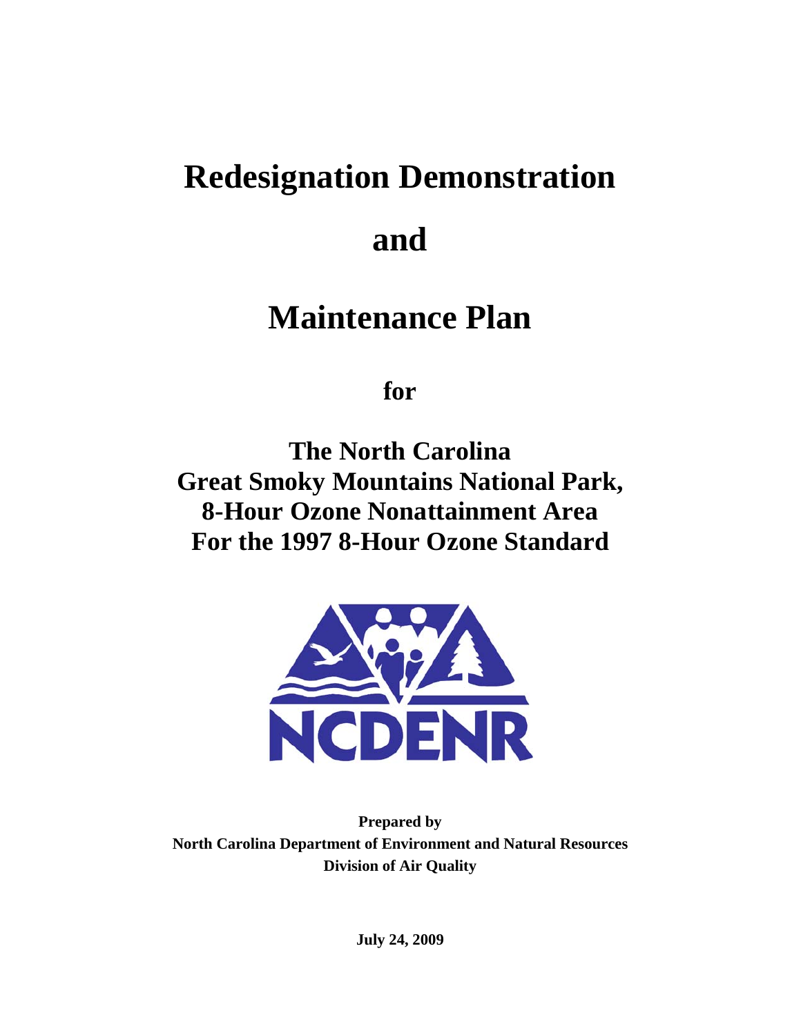# Redesignation Demonstration

# and

# Maintenance Plan

## for

## The North Carolina Great Smoky Mountains National Park, 8-Hour Ozone Nonattainment Area For the 1997 8-Hour Ozone Standard

NCDENR

**Prepared by**
**North Carolina Department of Environment and Natural Resources**
**Division of Air Quality**

**July 24, 2009**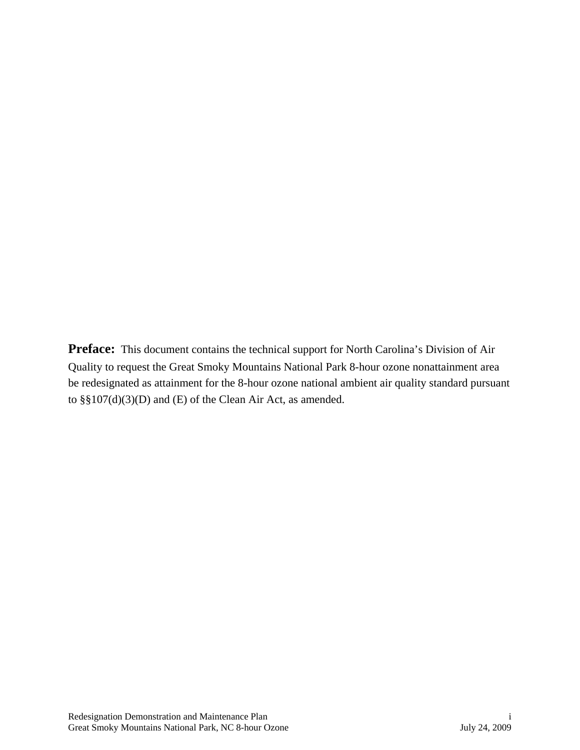**Preface:** This document contains the technical support for North Carolina's Division of Air Quality to request the Great Smoky Mountains National Park 8-hour ozone nonattainment area be redesignated as attainment for the 8-hour ozone national ambient air quality standard pursuant to §§107(d)(3)(D) and (E) of the Clean Air Act, as amended.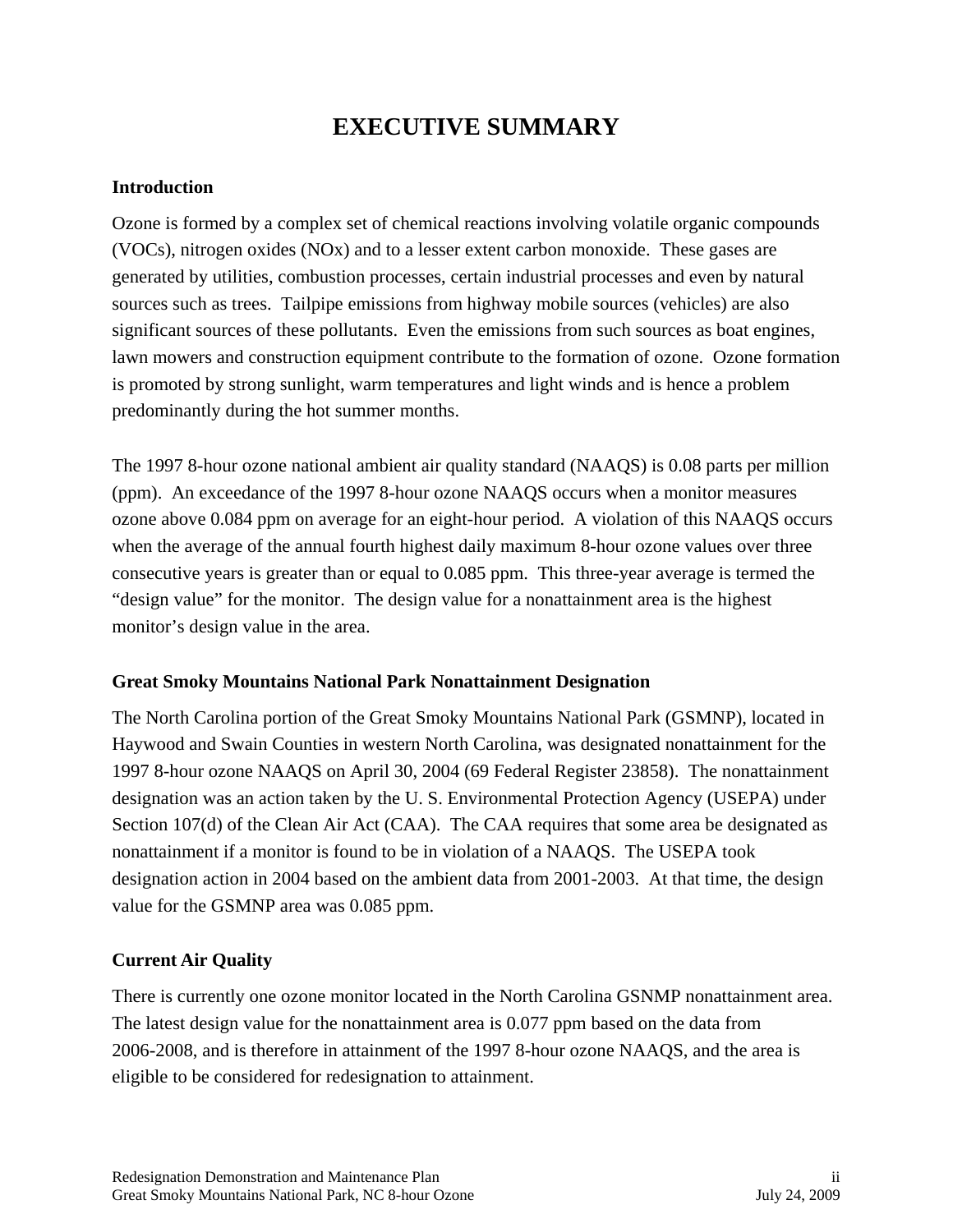# EXECUTIVE SUMMARY

### Introduction

Ozone is formed by a complex set of chemical reactions involving volatile organic compounds (VOCs), nitrogen oxides (NOx) and to a lesser extent carbon monoxide. These gases are generated by utilities, combustion processes, certain industrial processes and even by natural sources such as trees. Tailpipe emissions from highway mobile sources (vehicles) are also significant sources of these pollutants. Even the emissions from such sources as boat engines, lawn mowers and construction equipment contribute to the formation of ozone. Ozone formation is promoted by strong sunlight, warm temperatures and light winds and is hence a problem predominantly during the hot summer months.

The 1997 8-hour ozone national ambient air quality standard (NAAQS) is 0.08 parts per million (ppm). An exceedance of the 1997 8-hour ozone NAAQS occurs when a monitor measures ozone above 0.084 ppm on average for an eight-hour period. A violation of this NAAQS occurs when the average of the annual fourth highest daily maximum 8-hour ozone values over three consecutive years is greater than or equal to 0.085 ppm. This three-year average is termed the "design value" for the monitor. The design value for a nonattainment area is the highest monitor's design value in the area.

### Great Smoky Mountains National Park Nonattainment Designation

The North Carolina portion of the Great Smoky Mountains National Park (GSMNP), located in Haywood and Swain Counties in western North Carolina, was designated nonattainment for the 1997 8-hour ozone NAAQS on April 30, 2004 (69 Federal Register 23858). The nonattainment designation was an action taken by the U. S. Environmental Protection Agency (USEPA) under Section 107(d) of the Clean Air Act (CAA). The CAA requires that some area be designated as nonattainment if a monitor is found to be in violation of a NAAQS. The USEPA took designation action in 2004 based on the ambient data from 2001-2003. At that time, the design value for the GSMNP area was 0.085 ppm.

### Current Air Quality

There is currently one ozone monitor located in the North Carolina GSNMP nonattainment area. The latest design value for the nonattainment area is 0.077 ppm based on the data from 2006-2008, and is therefore in attainment of the 1997 8-hour ozone NAAQS, and the area is eligible to be considered for redesignation to attainment.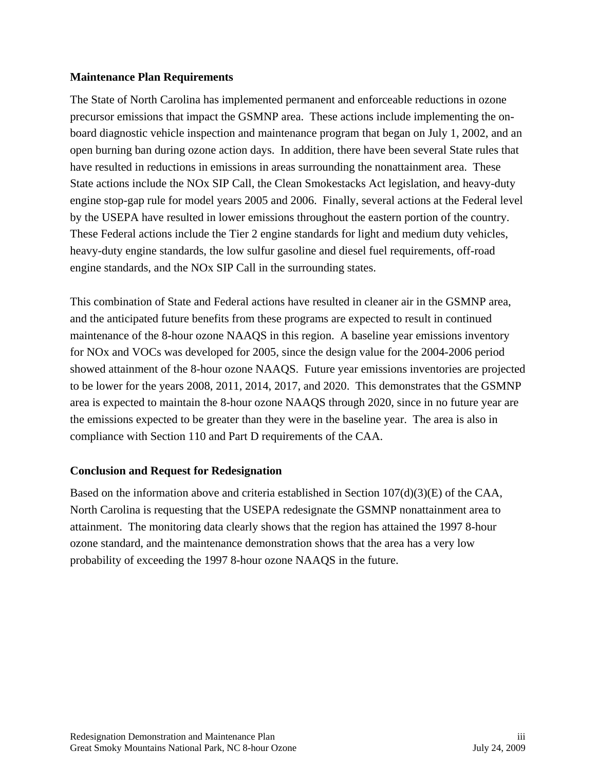**Maintenance Plan Requirements**

The State of North Carolina has implemented permanent and enforceable reductions in ozone precursor emissions that impact the GSMNP area. These actions include implementing the on-board diagnostic vehicle inspection and maintenance program that began on July 1, 2002, and an open burning ban during ozone action days. In addition, there have been several State rules that have resulted in reductions in emissions in areas surrounding the nonattainment area. These State actions include the NOx SIP Call, the Clean Smokestacks Act legislation, and heavy-duty engine stop-gap rule for model years 2005 and 2006. Finally, several actions at the Federal level by the USEPA have resulted in lower emissions throughout the eastern portion of the country. These Federal actions include the Tier 2 engine standards for light and medium duty vehicles, heavy-duty engine standards, the low sulfur gasoline and diesel fuel requirements, off-road engine standards, and the NOx SIP Call in the surrounding states.

This combination of State and Federal actions have resulted in cleaner air in the GSMNP area, and the anticipated future benefits from these programs are expected to result in continued maintenance of the 8-hour ozone NAAQS in this region. A baseline year emissions inventory for NOx and VOCs was developed for 2005, since the design value for the 2004-2006 period showed attainment of the 8-hour ozone NAAQS. Future year emissions inventories are projected to be lower for the years 2008, 2011, 2014, 2017, and 2020. This demonstrates that the GSMNP area is expected to maintain the 8-hour ozone NAAQS through 2020, since in no future year are the emissions expected to be greater than they were in the baseline year. The area is also in compliance with Section 110 and Part D requirements of the CAA.

**Conclusion and Request for Redesignation**

Based on the information above and criteria established in Section 107(d)(3)(E) of the CAA, North Carolina is requesting that the USEPA redesignate the GSMNP nonattainment area to attainment. The monitoring data clearly shows that the region has attained the 1997 8-hour ozone standard, and the maintenance demonstration shows that the area has a very low probability of exceeding the 1997 8-hour ozone NAAQS in the future.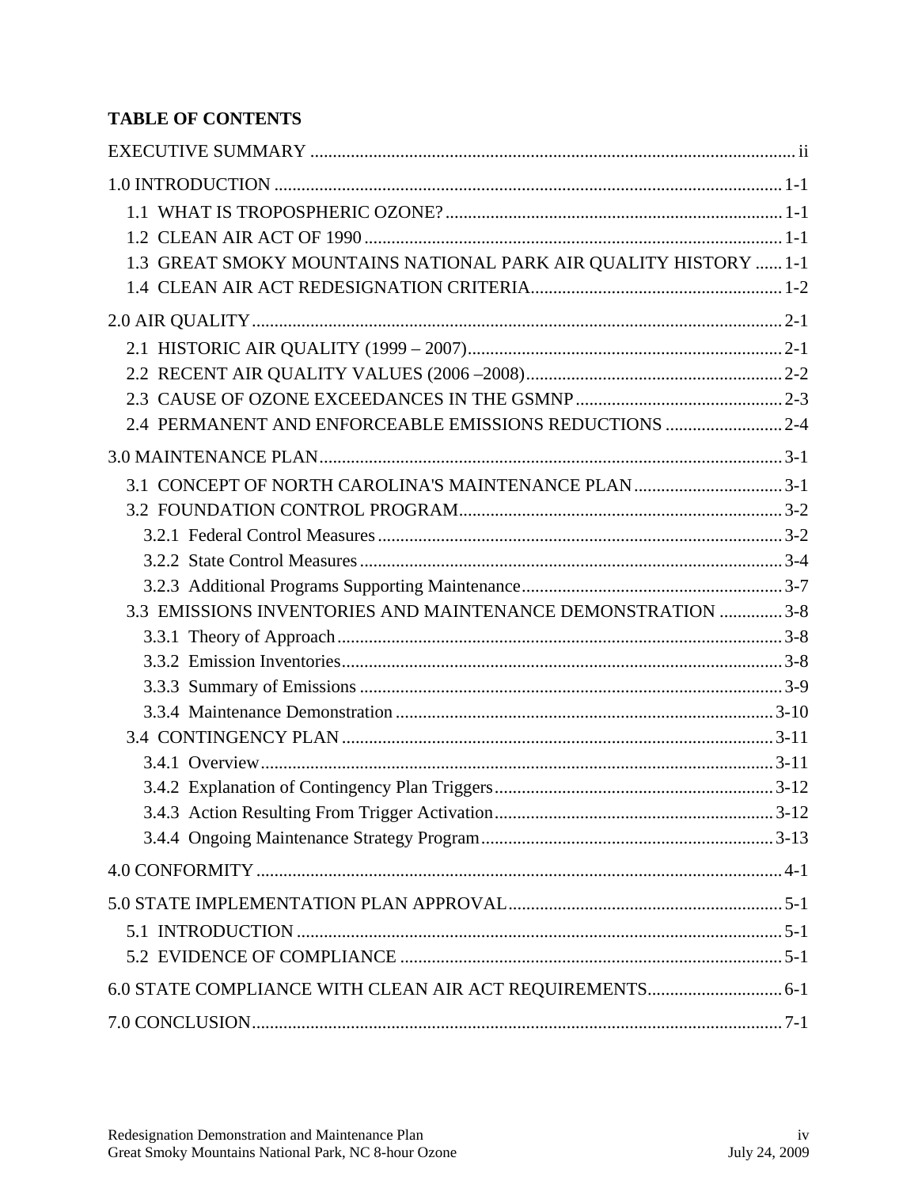## TABLE OF CONTENTS

EXECUTIVE SUMMARY ..... ii

1.0 INTRODUCTION ..... 1-1
- 1.1 WHAT IS TROPOSPHERIC OZONE? ..... 1-1
- 1.2 CLEAN AIR ACT OF 1990 ..... 1-1
- 1.3 GREAT SMOKY MOUNTAINS NATIONAL PARK AIR QUALITY HISTORY ..... 1-1
- 1.4 CLEAN AIR ACT REDESIGNATION CRITERIA ..... 1-2

2.0 AIR QUALITY ..... 2-1
- 2.1 HISTORIC AIR QUALITY (1999 – 2007) ..... 2-1
- 2.2 RECENT AIR QUALITY VALUES (2006 –2008) ..... 2-2
- 2.3 CAUSE OF OZONE EXCEEDANCES IN THE GSMNP ..... 2-3
- 2.4 PERMANENT AND ENFORCEABLE EMISSIONS REDUCTIONS ..... 2-4

3.0 MAINTENANCE PLAN ..... 3-1
- 3.1 CONCEPT OF NORTH CAROLINA'S MAINTENANCE PLAN ..... 3-1
- 3.2 FOUNDATION CONTROL PROGRAM ..... 3-2
  - 3.2.1 Federal Control Measures ..... 3-2
  - 3.2.2 State Control Measures ..... 3-4
  - 3.2.3 Additional Programs Supporting Maintenance ..... 3-7
- 3.3 EMISSIONS INVENTORIES AND MAINTENANCE DEMONSTRATION ..... 3-8
  - 3.3.1 Theory of Approach ..... 3-8
  - 3.3.2 Emission Inventories ..... 3-8
  - 3.3.3 Summary of Emissions ..... 3-9
  - 3.3.4 Maintenance Demonstration ..... 3-10
- 3.4 CONTINGENCY PLAN ..... 3-11
  - 3.4.1 Overview ..... 3-11
  - 3.4.2 Explanation of Contingency Plan Triggers ..... 3-12
  - 3.4.3 Action Resulting From Trigger Activation ..... 3-12
  - 3.4.4 Ongoing Maintenance Strategy Program ..... 3-13

4.0 CONFORMITY ..... 4-1

5.0 STATE IMPLEMENTATION PLAN APPROVAL ..... 5-1
- 5.1 INTRODUCTION ..... 5-1
- 5.2 EVIDENCE OF COMPLIANCE ..... 5-1

6.0 STATE COMPLIANCE WITH CLEAN AIR ACT REQUIREMENTS ..... 6-1

7.0 CONCLUSION ..... 7-1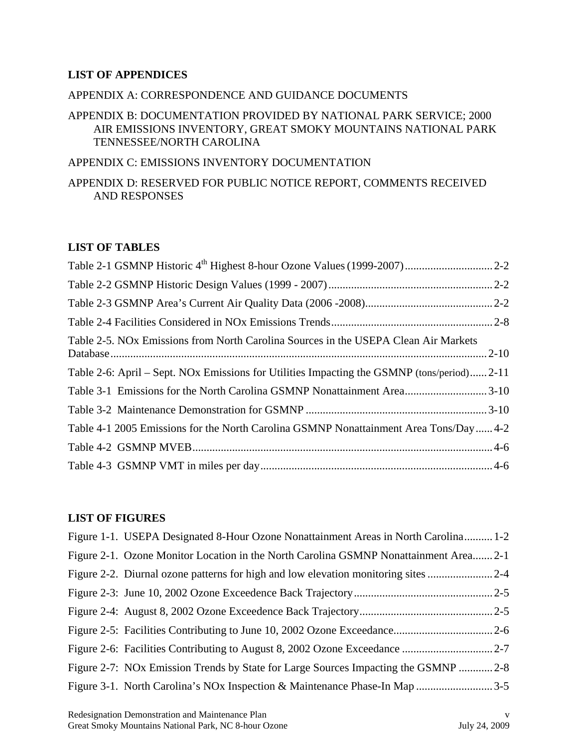## LIST OF APPENDICES

APPENDIX A: CORRESPONDENCE AND GUIDANCE DOCUMENTS

APPENDIX B: DOCUMENTATION PROVIDED BY NATIONAL PARK SERVICE; 2000 AIR EMISSIONS INVENTORY, GREAT SMOKY MOUNTAINS NATIONAL PARK TENNESSEE/NORTH CAROLINA

APPENDIX C: EMISSIONS INVENTORY DOCUMENTATION

APPENDIX D: RESERVED FOR PUBLIC NOTICE REPORT, COMMENTS RECEIVED AND RESPONSES

## LIST OF TABLES

Table 2-1 GSMNP Historic 4th Highest 8-hour Ozone Values (1999-2007) .............................. 2-2

Table 2-2 GSMNP Historic Design Values (1999 - 2007) .......................................................... 2-2

Table 2-3 GSMNP Area's Current Air Quality Data (2006 -2008) ............................................ 2-2

Table 2-4 Facilities Considered in NOx Emissions Trends ......................................................... 2-8

Table 2-5. NOx Emissions from North Carolina Sources in the USEPA Clean Air Markets Database .................................................................................................................................... 2-10

Table 2-6: April – Sept. NOx Emissions for Utilities Impacting the GSMNP (tons/period) ...... 2-11

Table 3-1 Emissions for the North Carolina GSMNP Nonattainment Area ............................ 3-10

Table 3-2 Maintenance Demonstration for GSMNP ............................................................... 3-10

Table 4-1 2005 Emissions for the North Carolina GSMNP Nonattainment Area Tons/Day ...... 4-2

Table 4-2 GSMNP MVEB ......................................................................................................... 4-6

Table 4-3 GSMNP VMT in miles per day ................................................................................. 4-6

## LIST OF FIGURES

Figure 1-1. USEPA Designated 8-Hour Ozone Nonattainment Areas in North Carolina .......... 1-2

Figure 2-1. Ozone Monitor Location in the North Carolina GSMNP Nonattainment Area ....... 2-1

Figure 2-2. Diurnal ozone patterns for high and low elevation monitoring sites ....................... 2-4

Figure 2-3: June 10, 2002 Ozone Exceedence Back Trajectory ................................................. 2-5

Figure 2-4: August 8, 2002 Ozone Exceedence Back Trajectory ............................................... 2-5

Figure 2-5: Facilities Contributing to June 10, 2002 Ozone Exceedance ................................... 2-6

Figure 2-6: Facilities Contributing to August 8, 2002 Ozone Exceedance ................................ 2-7

Figure 2-7: NOx Emission Trends by State for Large Sources Impacting the GSMNP ............ 2-8

Figure 3-1. North Carolina's NOx Inspection & Maintenance Phase-In Map ........................... 3-5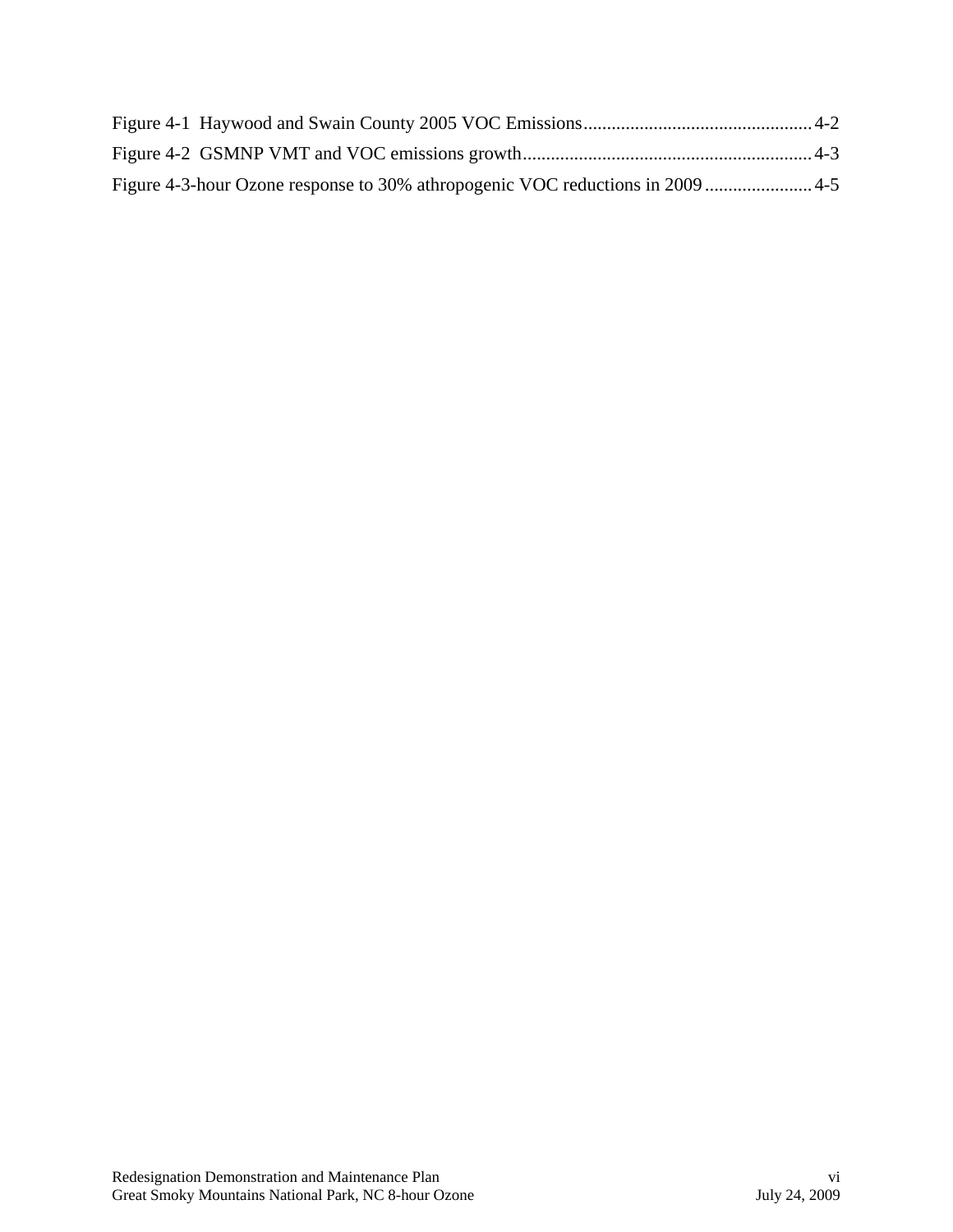Figure 4-1 Haywood and Swain County 2005 VOC Emissions................................................ 4-2

Figure 4-2 GSMNP VMT and VOC emissions growth............................................................ 4-3

Figure 4-3-hour Ozone response to 30% athropogenic VOC reductions in 2009...................... 4-5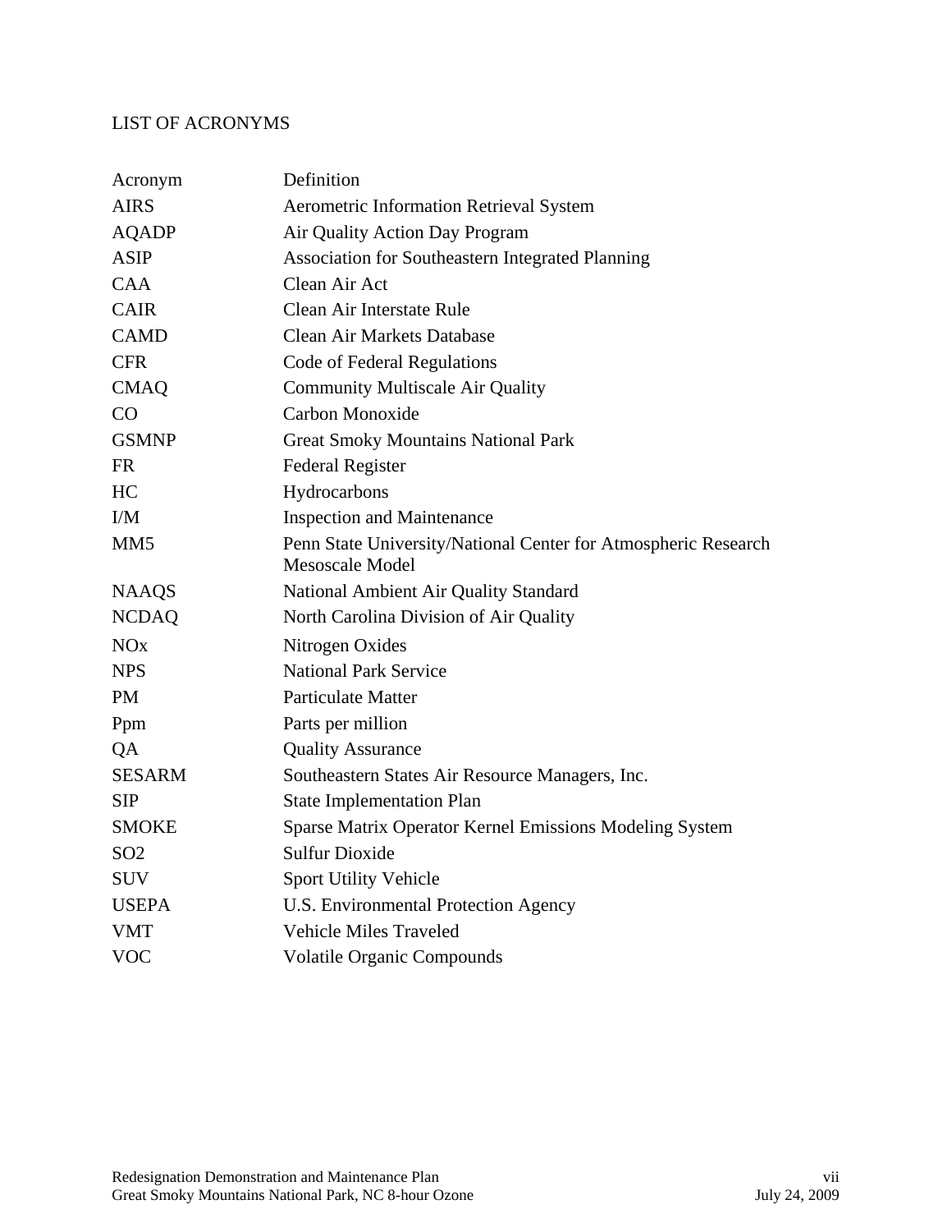LIST OF ACRONYMS

| Acronym | Definition |
|---|---|
| AIRS | Aerometric Information Retrieval System |
| AQADP | Air Quality Action Day Program |
| ASIP | Association for Southeastern Integrated Planning |
| CAA | Clean Air Act |
| CAIR | Clean Air Interstate Rule |
| CAMD | Clean Air Markets Database |
| CFR | Code of Federal Regulations |
| CMAQ | Community Multiscale Air Quality |
| CO | Carbon Monoxide |
| GSMNP | Great Smoky Mountains National Park |
| FR | Federal Register |
| HC | Hydrocarbons |
| I/M | Inspection and Maintenance |
| MM5 | Penn State University/National Center for Atmospheric Research Mesoscale Model |
| NAAQS | National Ambient Air Quality Standard |
| NCDAQ | North Carolina Division of Air Quality |
| NOx | Nitrogen Oxides |
| NPS | National Park Service |
| PM | Particulate Matter |
| Ppm | Parts per million |
| QA | Quality Assurance |
| SESARM | Southeastern States Air Resource Managers, Inc. |
| SIP | State Implementation Plan |
| SMOKE | Sparse Matrix Operator Kernel Emissions Modeling System |
| SO2 | Sulfur Dioxide |
| SUV | Sport Utility Vehicle |
| USEPA | U.S. Environmental Protection Agency |
| VMT | Vehicle Miles Traveled |
| VOC | Volatile Organic Compounds |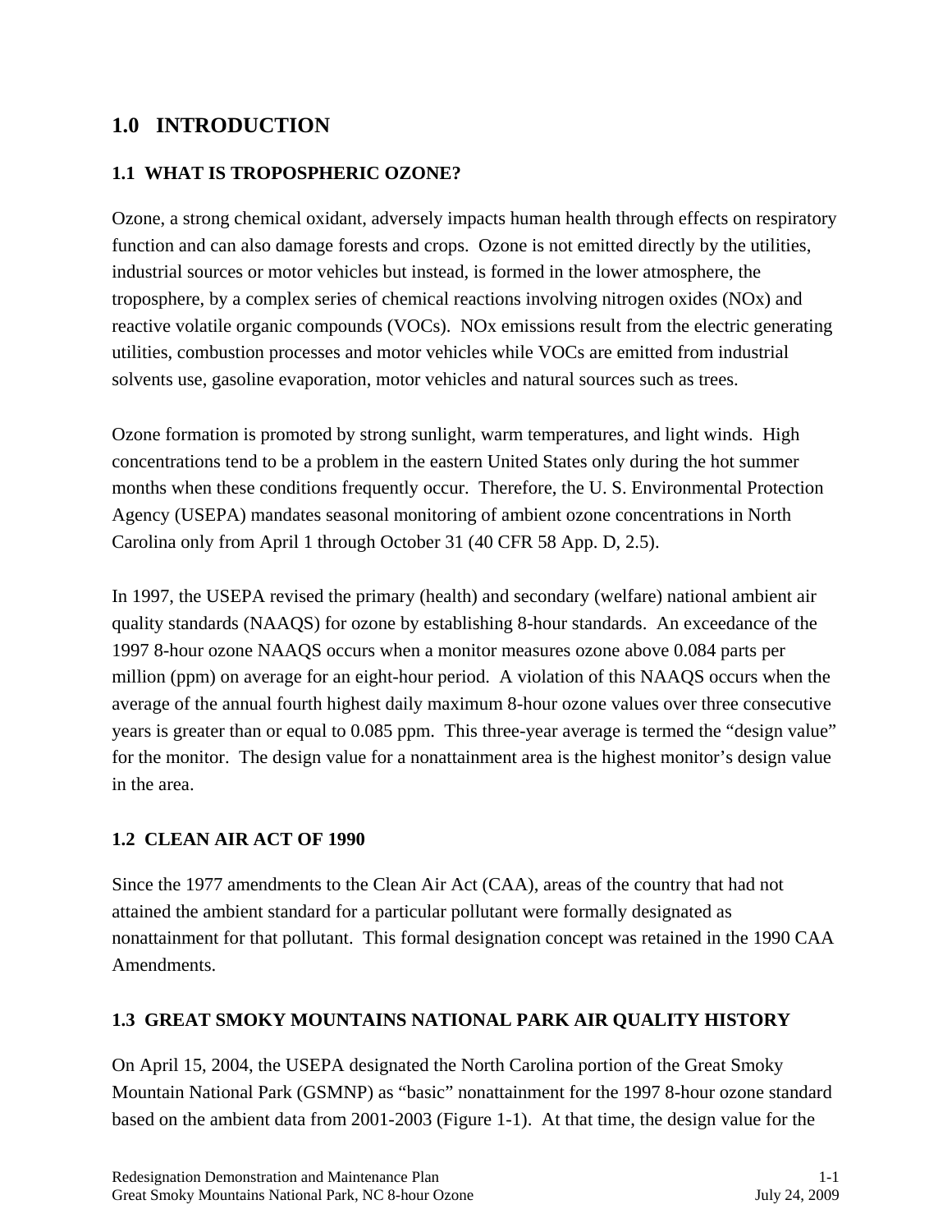# 1.0 INTRODUCTION

## 1.1 WHAT IS TROPOSPHERIC OZONE?

Ozone, a strong chemical oxidant, adversely impacts human health through effects on respiratory function and can also damage forests and crops. Ozone is not emitted directly by the utilities, industrial sources or motor vehicles but instead, is formed in the lower atmosphere, the troposphere, by a complex series of chemical reactions involving nitrogen oxides (NOx) and reactive volatile organic compounds (VOCs). NOx emissions result from the electric generating utilities, combustion processes and motor vehicles while VOCs are emitted from industrial solvents use, gasoline evaporation, motor vehicles and natural sources such as trees.

Ozone formation is promoted by strong sunlight, warm temperatures, and light winds. High concentrations tend to be a problem in the eastern United States only during the hot summer months when these conditions frequently occur. Therefore, the U. S. Environmental Protection Agency (USEPA) mandates seasonal monitoring of ambient ozone concentrations in North Carolina only from April 1 through October 31 (40 CFR 58 App. D, 2.5).

In 1997, the USEPA revised the primary (health) and secondary (welfare) national ambient air quality standards (NAAQS) for ozone by establishing 8-hour standards. An exceedance of the 1997 8-hour ozone NAAQS occurs when a monitor measures ozone above 0.084 parts per million (ppm) on average for an eight-hour period. A violation of this NAAQS occurs when the average of the annual fourth highest daily maximum 8-hour ozone values over three consecutive years is greater than or equal to 0.085 ppm. This three-year average is termed the "design value" for the monitor. The design value for a nonattainment area is the highest monitor's design value in the area.

## 1.2 CLEAN AIR ACT OF 1990

Since the 1977 amendments to the Clean Air Act (CAA), areas of the country that had not attained the ambient standard for a particular pollutant were formally designated as nonattainment for that pollutant. This formal designation concept was retained in the 1990 CAA Amendments.

## 1.3 GREAT SMOKY MOUNTAINS NATIONAL PARK AIR QUALITY HISTORY

On April 15, 2004, the USEPA designated the North Carolina portion of the Great Smoky Mountain National Park (GSMNP) as "basic" nonattainment for the 1997 8-hour ozone standard based on the ambient data from 2001-2003 (Figure 1-1). At that time, the design value for the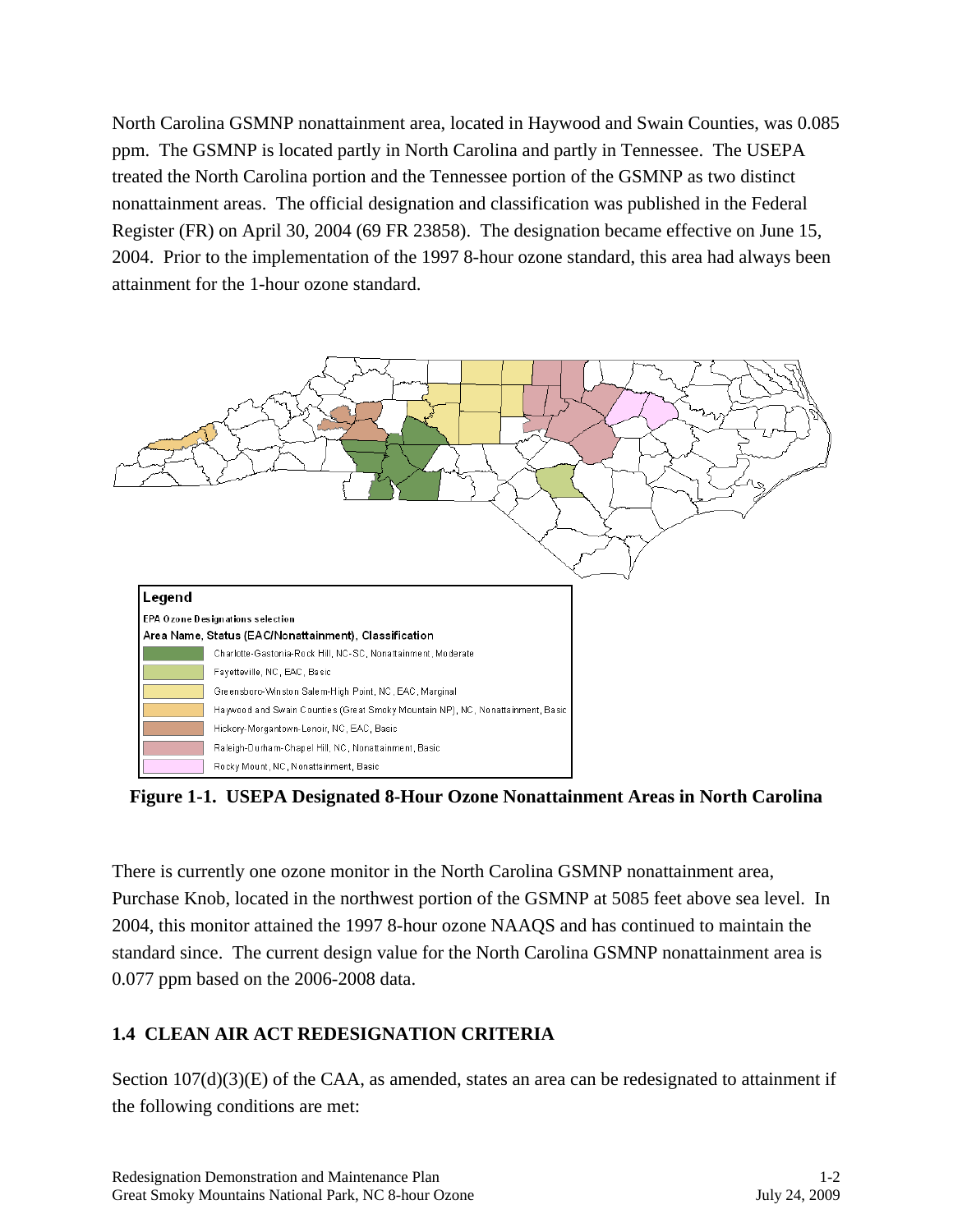North Carolina GSMNP nonattainment area, located in Haywood and Swain Counties, was 0.085 ppm. The GSMNP is located partly in North Carolina and partly in Tennessee. The USEPA treated the North Carolina portion and the Tennessee portion of the GSMNP as two distinct nonattainment areas. The official designation and classification was published in the Federal Register (FR) on April 30, 2004 (69 FR 23858). The designation became effective on June 15, 2004. Prior to the implementation of the 1997 8-hour ozone standard, this area had always been attainment for the 1-hour ozone standard.

Legend

EPA Ozone Designations selection

Area Name, Status (EAC/Nonattainment), Classification

- Charlotte-Gastonia-Rock Hill, NC-SC, Nonattainment, Moderate
- Fayetteville, NC, EAC, Basic
- Greensboro-Winston Salem-High Point, NC, EAC, Marginal
- Haywood and Swain Counties (Great Smoky Mountain NP), NC, Nonattainment, Basic
- Hickory-Morgantown-Lenoir, NC, EAC, Basic
- Raleigh-Durham-Chapel Hill, NC, Nonattainment, Basic
- Rocky Mount, NC, Nonstainment, Basic

**Figure 1-1. USEPA Designated 8-Hour Ozone Nonattainment Areas in North Carolina**

There is currently one ozone monitor in the North Carolina GSMNP nonattainment area, Purchase Knob, located in the northwest portion of the GSMNP at 5085 feet above sea level. In 2004, this monitor attained the 1997 8-hour ozone NAAQS and has continued to maintain the standard since. The current design value for the North Carolina GSMNP nonattainment area is 0.077 ppm based on the 2006-2008 data.

## 1.4 CLEAN AIR ACT REDESIGNATION CRITERIA

Section 107(d)(3)(E) of the CAA, as amended, states an area can be redesignated to attainment if the following conditions are met: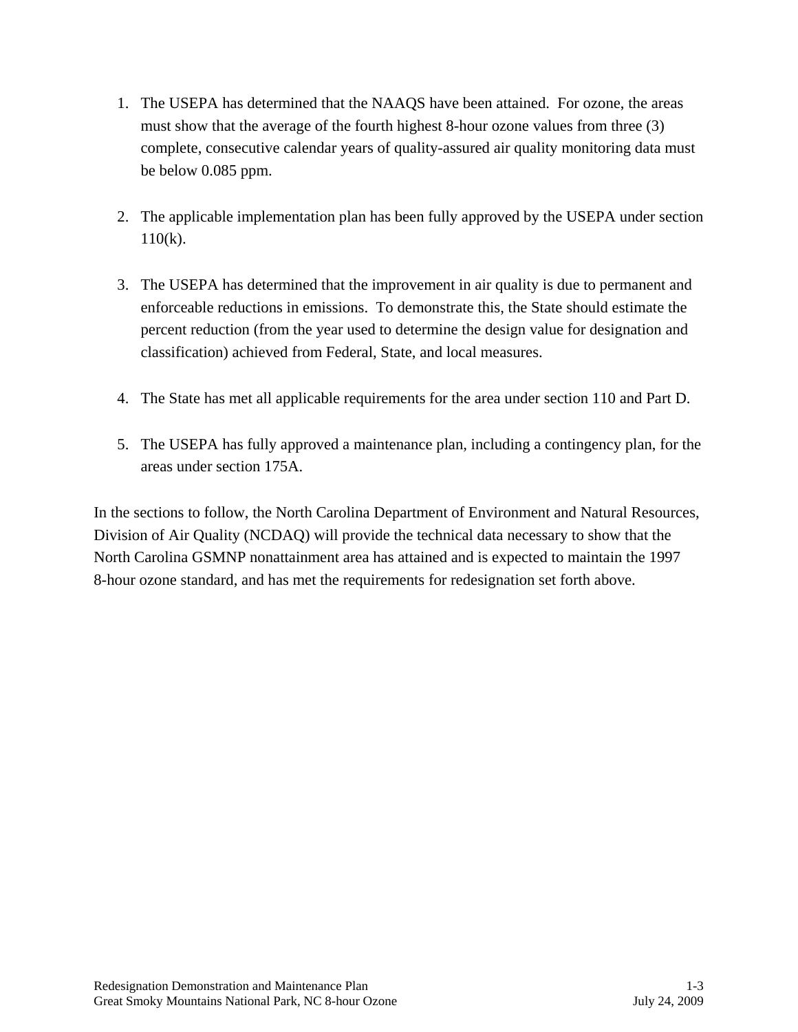1. The USEPA has determined that the NAAQS have been attained. For ozone, the areas must show that the average of the fourth highest 8-hour ozone values from three (3) complete, consecutive calendar years of quality-assured air quality monitoring data must be below 0.085 ppm.

2. The applicable implementation plan has been fully approved by the USEPA under section 110(k).

3. The USEPA has determined that the improvement in air quality is due to permanent and enforceable reductions in emissions. To demonstrate this, the State should estimate the percent reduction (from the year used to determine the design value for designation and classification) achieved from Federal, State, and local measures.

4. The State has met all applicable requirements for the area under section 110 and Part D.

5. The USEPA has fully approved a maintenance plan, including a contingency plan, for the areas under section 175A.

In the sections to follow, the North Carolina Department of Environment and Natural Resources, Division of Air Quality (NCDAQ) will provide the technical data necessary to show that the North Carolina GSMNP nonattainment area has attained and is expected to maintain the 1997 8-hour ozone standard, and has met the requirements for redesignation set forth above.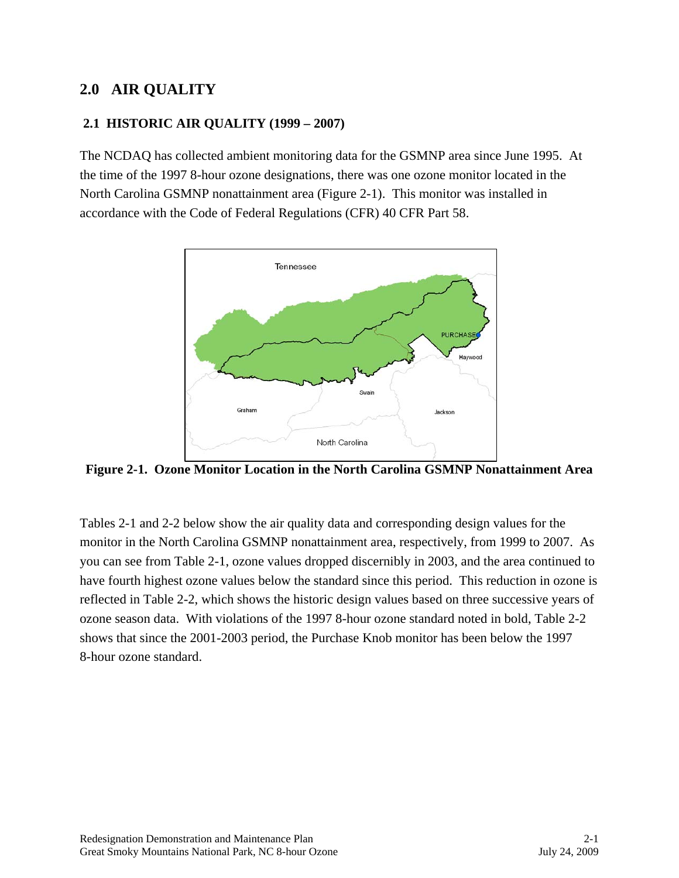## 2.0 AIR QUALITY

### 2.1 HISTORIC AIR QUALITY (1999 – 2007)

The NCDAQ has collected ambient monitoring data for the GSMNP area since June 1995. At the time of the 1997 8-hour ozone designations, there was one ozone monitor located in the North Carolina GSMNP nonattainment area (Figure 2-1). This monitor was installed in accordance with the Code of Federal Regulations (CFR) 40 CFR Part 58.

**Figure 2-1. Ozone Monitor Location in the North Carolina GSMNP Nonattainment Area**

Tables 2-1 and 2-2 below show the air quality data and corresponding design values for the monitor in the North Carolina GSMNP nonattainment area, respectively, from 1999 to 2007. As you can see from Table 2-1, ozone values dropped discernibly in 2003, and the area continued to have fourth highest ozone values below the standard since this period. This reduction in ozone is reflected in Table 2-2, which shows the historic design values based on three successive years of ozone season data. With violations of the 1997 8-hour ozone standard noted in bold, Table 2-2 shows that since the 2001-2003 period, the Purchase Knob monitor has been below the 1997 8-hour ozone standard.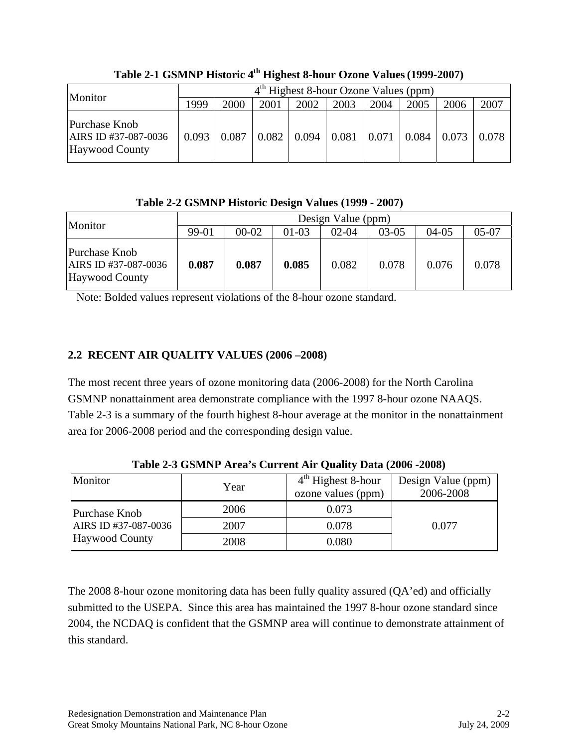**Table 2-1 GSMNP Historic 4th Highest 8-hour Ozone Values (1999-2007)**

| Monitor | 4th Highest 8-hour Ozone Values (ppm) | | | | | | | | |
|---|---|---|---|---|---|---|---|---|---|
| | 1999 | 2000 | 2001 | 2002 | 2003 | 2004 | 2005 | 2006 | 2007 |
| Purchase Knob AIRS ID #37-087-0036 Haywood County | 0.093 | 0.087 | 0.082 | 0.094 | 0.081 | 0.071 | 0.084 | 0.073 | 0.078 |

**Table 2-2 GSMNP Historic Design Values (1999 - 2007)**

| Monitor | Design Value (ppm) | | | | | | |
|---|---|---|---|---|---|---|---|
| | 99-01 | 00-02 | 01-03 | 02-04 | 03-05 | 04-05 | 05-07 |
| Purchase Knob AIRS ID #37-087-0036 Haywood County | **0.087** | **0.087** | **0.085** | 0.082 | 0.078 | 0.076 | 0.078 |

Note: Bolded values represent violations of the 8-hour ozone standard.

## 2.2 RECENT AIR QUALITY VALUES (2006 –2008)

The most recent three years of ozone monitoring data (2006-2008) for the North Carolina GSMNP nonattainment area demonstrate compliance with the 1997 8-hour ozone NAAQS. Table 2-3 is a summary of the fourth highest 8-hour average at the monitor in the nonattainment area for 2006-2008 period and the corresponding design value.

**Table 2-3 GSMNP Area's Current Air Quality Data (2006 -2008)**

| Monitor | Year | 4th Highest 8-hour ozone values (ppm) | Design Value (ppm) 2006-2008 |
|---|---|---|---|
| Purchase Knob AIRS ID #37-087-0036 Haywood County | 2006 | 0.073 | 0.077 |
| | 2007 | 0.078 | |
| | 2008 | 0.080 | |

The 2008 8-hour ozone monitoring data has been fully quality assured (QA'ed) and officially submitted to the USEPA. Since this area has maintained the 1997 8-hour ozone standard since 2004, the NCDAQ is confident that the GSMNP area will continue to demonstrate attainment of this standard.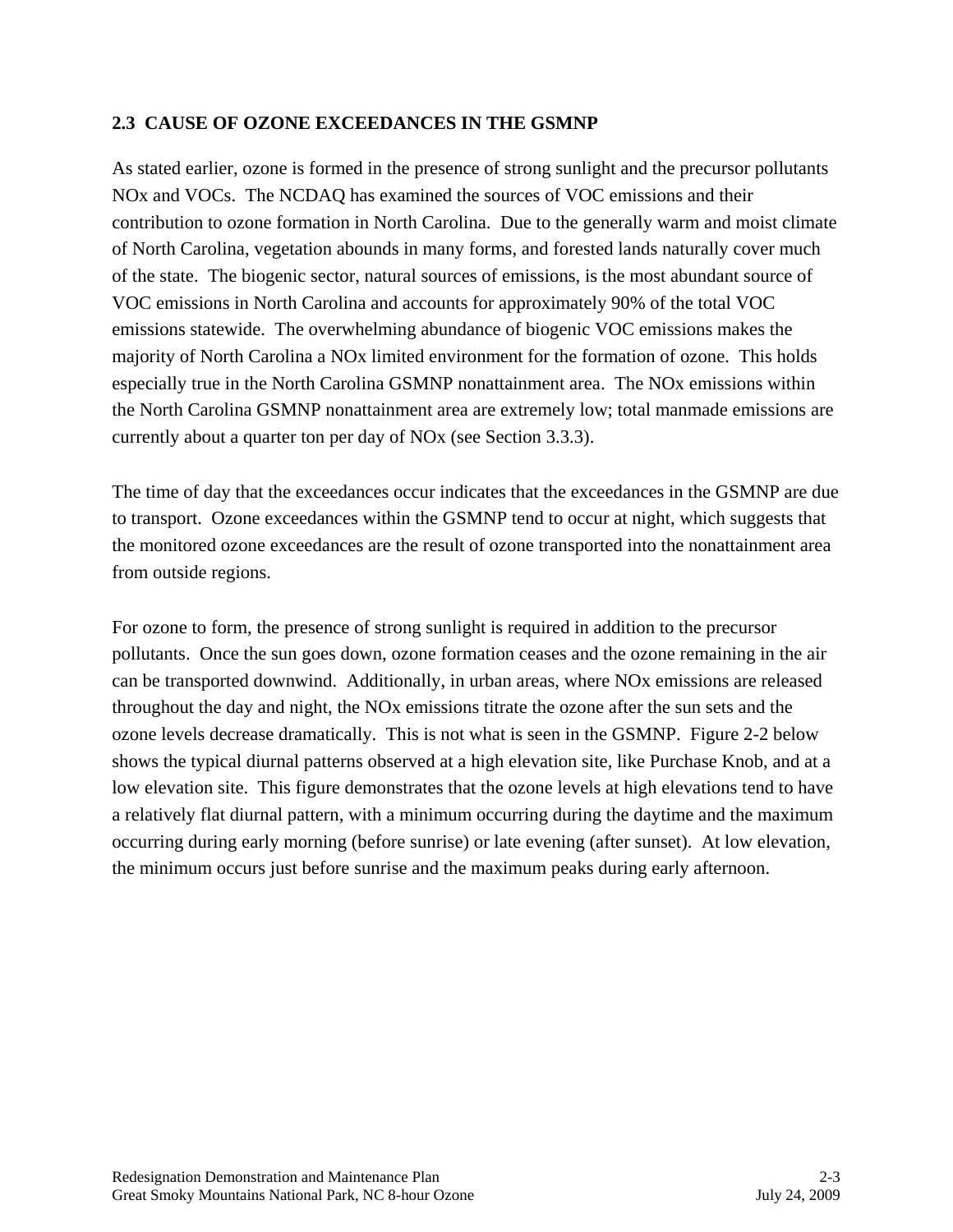## 2.3 CAUSE OF OZONE EXCEEDANCES IN THE GSMNP

As stated earlier, ozone is formed in the presence of strong sunlight and the precursor pollutants NOx and VOCs. The NCDAQ has examined the sources of VOC emissions and their contribution to ozone formation in North Carolina. Due to the generally warm and moist climate of North Carolina, vegetation abounds in many forms, and forested lands naturally cover much of the state. The biogenic sector, natural sources of emissions, is the most abundant source of VOC emissions in North Carolina and accounts for approximately 90% of the total VOC emissions statewide. The overwhelming abundance of biogenic VOC emissions makes the majority of North Carolina a NOx limited environment for the formation of ozone. This holds especially true in the North Carolina GSMNP nonattainment area. The NOx emissions within the North Carolina GSMNP nonattainment area are extremely low; total manmade emissions are currently about a quarter ton per day of NOx (see Section 3.3.3).

The time of day that the exceedances occur indicates that the exceedances in the GSMNP are due to transport. Ozone exceedances within the GSMNP tend to occur at night, which suggests that the monitored ozone exceedances are the result of ozone transported into the nonattainment area from outside regions.

For ozone to form, the presence of strong sunlight is required in addition to the precursor pollutants. Once the sun goes down, ozone formation ceases and the ozone remaining in the air can be transported downwind. Additionally, in urban areas, where NOx emissions are released throughout the day and night, the NOx emissions titrate the ozone after the sun sets and the ozone levels decrease dramatically. This is not what is seen in the GSMNP. Figure 2-2 below shows the typical diurnal patterns observed at a high elevation site, like Purchase Knob, and at a low elevation site. This figure demonstrates that the ozone levels at high elevations tend to have a relatively flat diurnal pattern, with a minimum occurring during the daytime and the maximum occurring during early morning (before sunrise) or late evening (after sunset). At low elevation, the minimum occurs just before sunrise and the maximum peaks during early afternoon.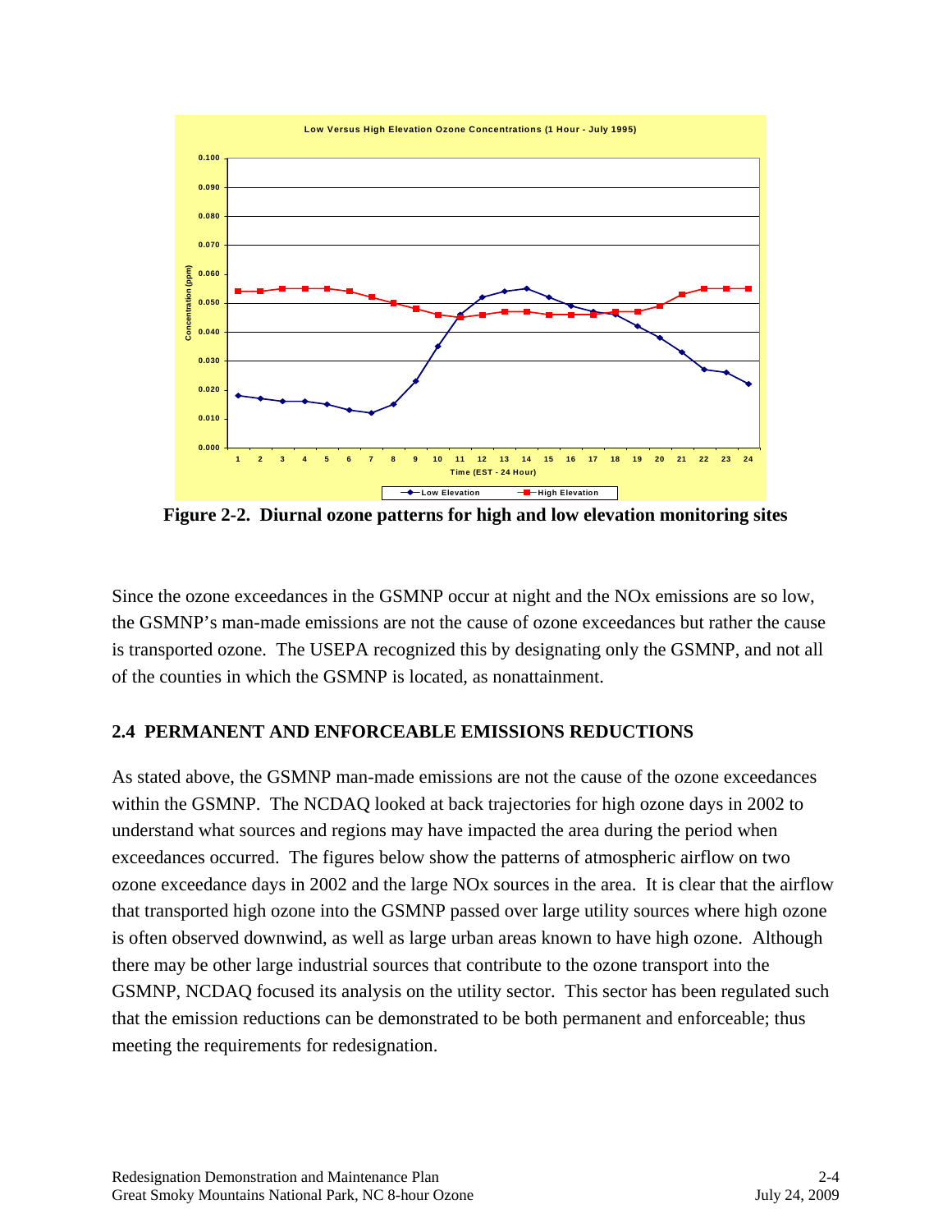**Figure 2-2. Diurnal ozone patterns for high and low elevation monitoring sites**

Since the ozone exceedances in the GSMNP occur at night and the NOx emissions are so low, the GSMNP's man-made emissions are not the cause of ozone exceedances but rather the cause is transported ozone. The USEPA recognized this by designating only the GSMNP, and not all of the counties in which the GSMNP is located, as nonattainment.

## 2.4 PERMANENT AND ENFORCEABLE EMISSIONS REDUCTIONS

As stated above, the GSMNP man-made emissions are not the cause of the ozone exceedances within the GSMNP. The NCDAQ looked at back trajectories for high ozone days in 2002 to understand what sources and regions may have impacted the area during the period when exceedances occurred. The figures below show the patterns of atmospheric airflow on two ozone exceedance days in 2002 and the large NOx sources in the area. It is clear that the airflow that transported high ozone into the GSMNP passed over large utility sources where high ozone is often observed downwind, as well as large urban areas known to have high ozone. Although there may be other large industrial sources that contribute to the ozone transport into the GSMNP, NCDAQ focused its analysis on the utility sector. This sector has been regulated such that the emission reductions can be demonstrated to be both permanent and enforceable; thus meeting the requirements for redesignation.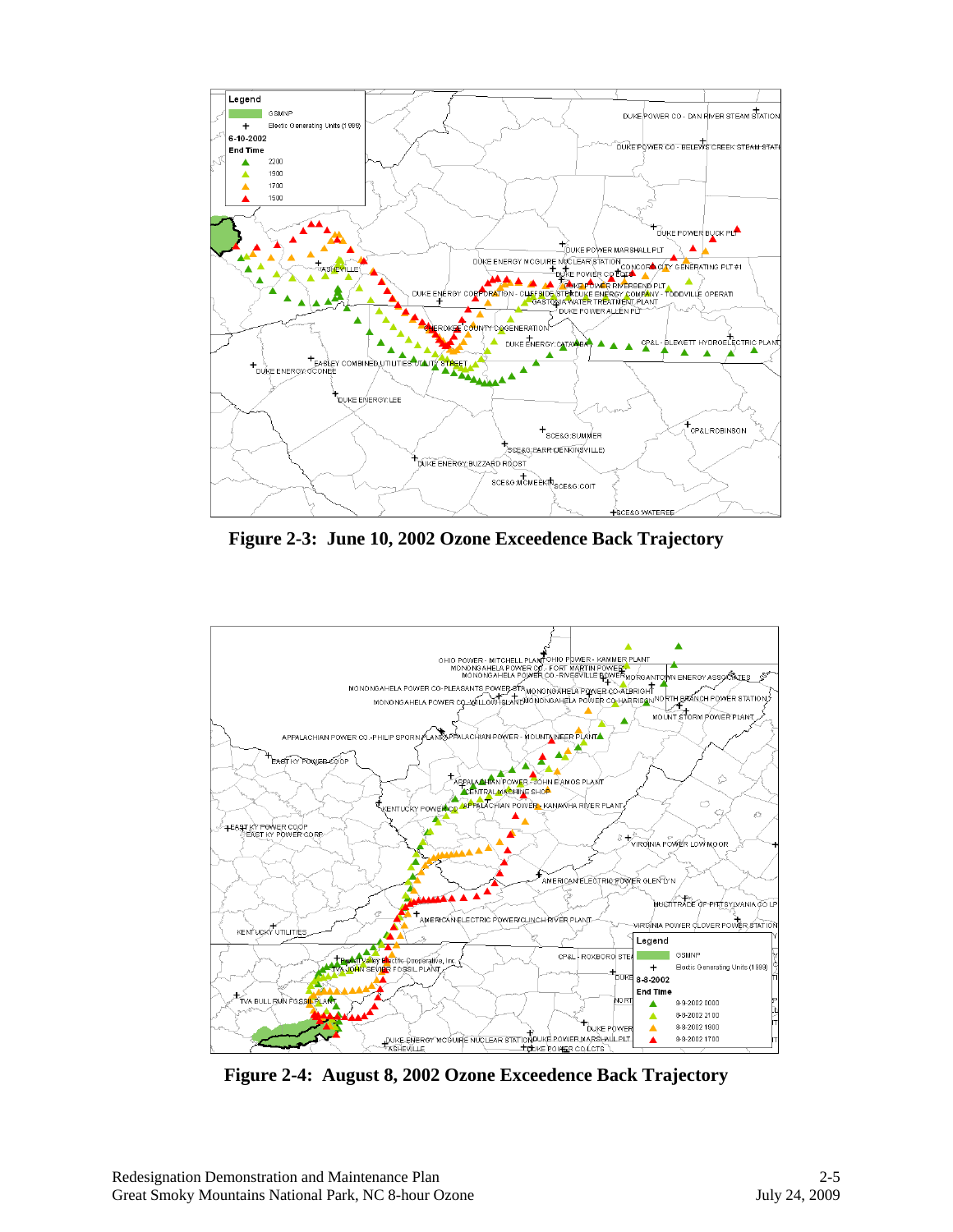**Figure 2-3: June 10, 2002 Ozone Exceedence Back Trajectory**

**Figure 2-4: August 8, 2002 Ozone Exceedence Back Trajectory**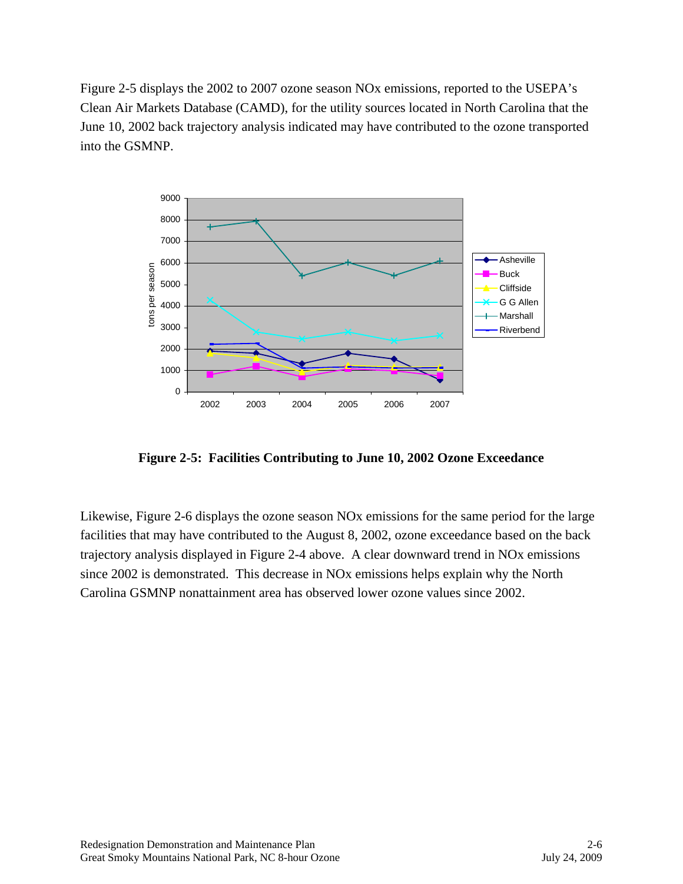Figure 2-5 displays the 2002 to 2007 ozone season NOx emissions, reported to the USEPA's Clean Air Markets Database (CAMD), for the utility sources located in North Carolina that the June 10, 2002 back trajectory analysis indicated may have contributed to the ozone transported into the GSMNP.

**Figure 2-5: Facilities Contributing to June 10, 2002 Ozone Exceedance**

Likewise, Figure 2-6 displays the ozone season NOx emissions for the same period for the large facilities that may have contributed to the August 8, 2002, ozone exceedance based on the back trajectory analysis displayed in Figure 2-4 above. A clear downward trend in NOx emissions since 2002 is demonstrated. This decrease in NOx emissions helps explain why the North Carolina GSMNP nonattainment area has observed lower ozone values since 2002.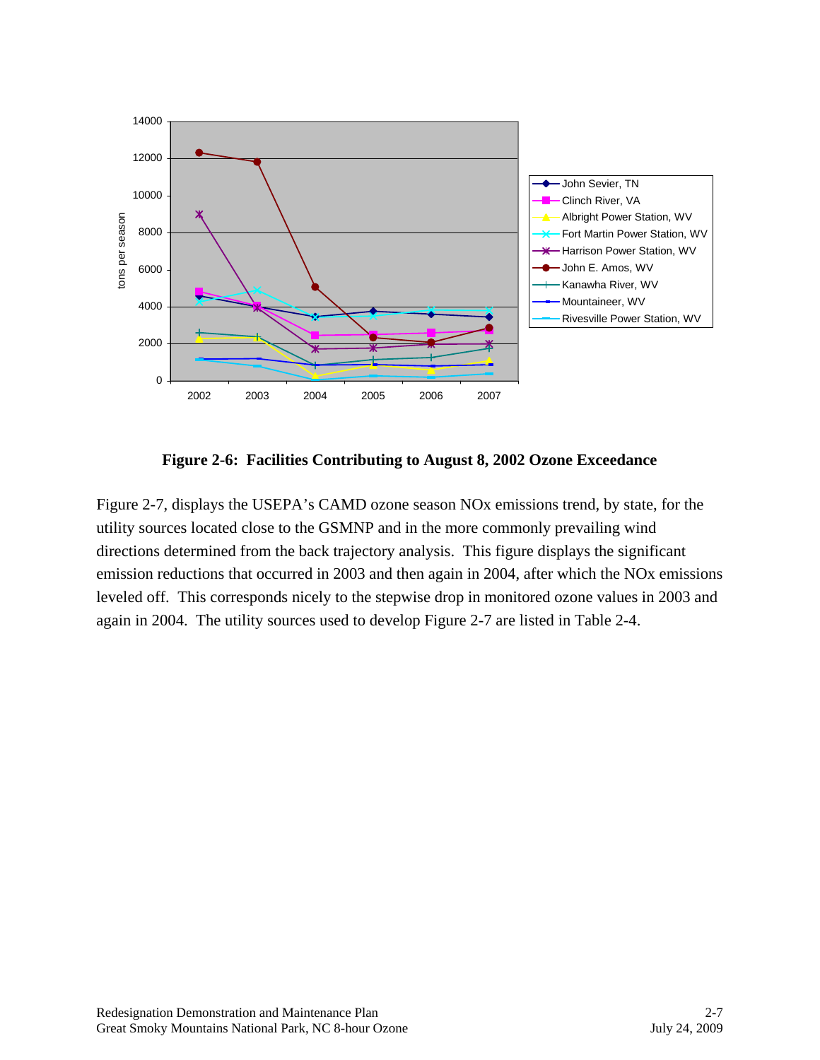**Figure 2-6: Facilities Contributing to August 8, 2002 Ozone Exceedance**

Figure 2-7, displays the USEPA's CAMD ozone season NOx emissions trend, by state, for the utility sources located close to the GSMNP and in the more commonly prevailing wind directions determined from the back trajectory analysis. This figure displays the significant emission reductions that occurred in 2003 and then again in 2004, after which the NOx emissions leveled off. This corresponds nicely to the stepwise drop in monitored ozone values in 2003 and again in 2004. The utility sources used to develop Figure 2-7 are listed in Table 2-4.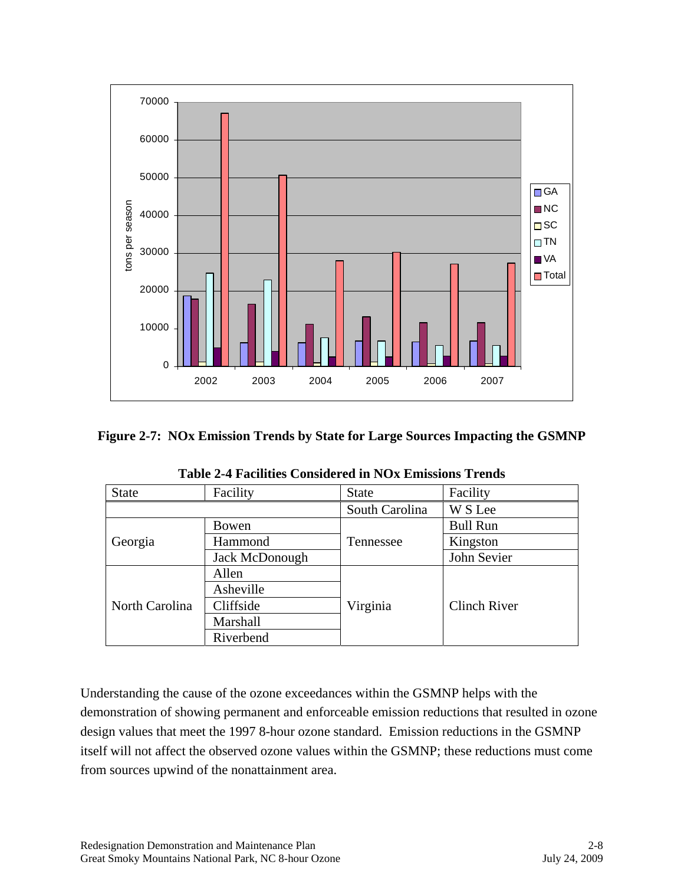**Figure 2-7: NOx Emission Trends by State for Large Sources Impacting the GSMNP**

**Table 2-4 Facilities Considered in NOx Emissions Trends**

| State | Facility | State | Facility |
|---|---|---|---|
| | | South Carolina | W S Lee |
| Georgia | Bowen | Tennessee | Bull Run |
| | Hammond | | Kingston |
| | Jack McDonough | | John Sevier |
| North Carolina | Allen | Virginia | Clinch River |
| | Asheville | | |
| | Cliffside | | |
| | Marshall | | |
| | Riverbend | | |

Understanding the cause of the ozone exceedances within the GSMNP helps with the demonstration of showing permanent and enforceable emission reductions that resulted in ozone design values that meet the 1997 8-hour ozone standard. Emission reductions in the GSMNP itself will not affect the observed ozone values within the GSMNP; these reductions must come from sources upwind of the nonattainment area.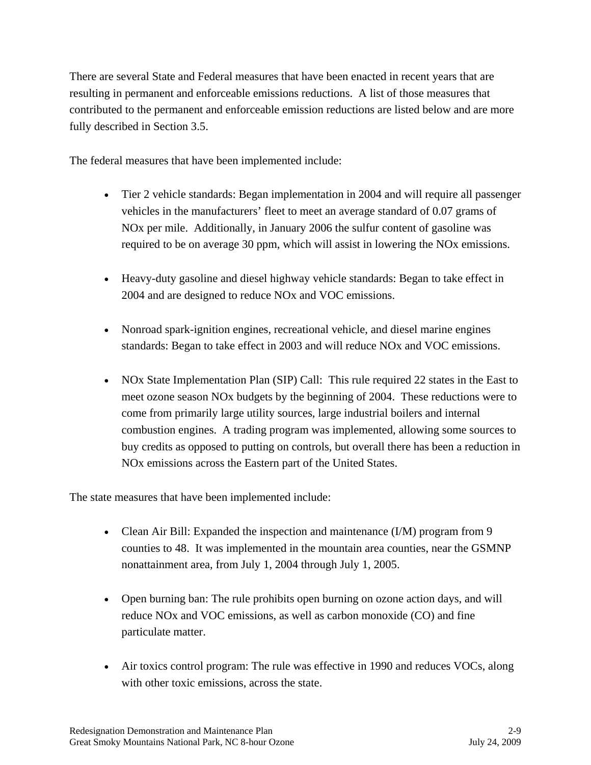There are several State and Federal measures that have been enacted in recent years that are resulting in permanent and enforceable emissions reductions. A list of those measures that contributed to the permanent and enforceable emission reductions are listed below and are more fully described in Section 3.5.

The federal measures that have been implemented include:

- Tier 2 vehicle standards: Began implementation in 2004 and will require all passenger vehicles in the manufacturers' fleet to meet an average standard of 0.07 grams of NOx per mile. Additionally, in January 2006 the sulfur content of gasoline was required to be on average 30 ppm, which will assist in lowering the NOx emissions.

- Heavy-duty gasoline and diesel highway vehicle standards: Began to take effect in 2004 and are designed to reduce NOx and VOC emissions.

- Nonroad spark-ignition engines, recreational vehicle, and diesel marine engines standards: Began to take effect in 2003 and will reduce NOx and VOC emissions.

- NOx State Implementation Plan (SIP) Call: This rule required 22 states in the East to meet ozone season NOx budgets by the beginning of 2004. These reductions were to come from primarily large utility sources, large industrial boilers and internal combustion engines. A trading program was implemented, allowing some sources to buy credits as opposed to putting on controls, but overall there has been a reduction in NOx emissions across the Eastern part of the United States.

The state measures that have been implemented include:

- Clean Air Bill: Expanded the inspection and maintenance (I/M) program from 9 counties to 48. It was implemented in the mountain area counties, near the GSMNP nonattainment area, from July 1, 2004 through July 1, 2005.

- Open burning ban: The rule prohibits open burning on ozone action days, and will reduce NOx and VOC emissions, as well as carbon monoxide (CO) and fine particulate matter.

- Air toxics control program: The rule was effective in 1990 and reduces VOCs, along with other toxic emissions, across the state.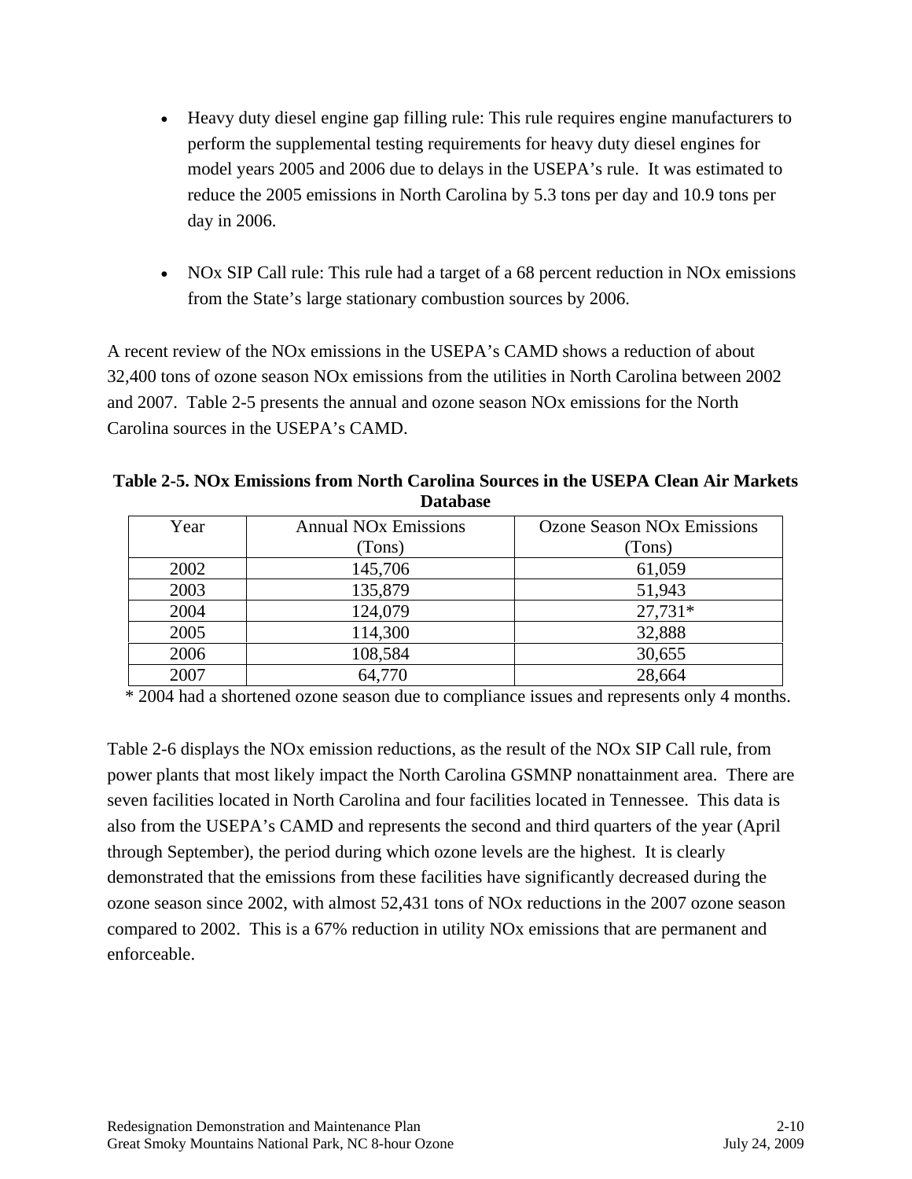- Heavy duty diesel engine gap filling rule: This rule requires engine manufacturers to perform the supplemental testing requirements for heavy duty diesel engines for model years 2005 and 2006 due to delays in the USEPA's rule. It was estimated to reduce the 2005 emissions in North Carolina by 5.3 tons per day and 10.9 tons per day in 2006.

- NOx SIP Call rule: This rule had a target of a 68 percent reduction in NOx emissions from the State's large stationary combustion sources by 2006.

A recent review of the NOx emissions in the USEPA's CAMD shows a reduction of about 32,400 tons of ozone season NOx emissions from the utilities in North Carolina between 2002 and 2007. Table 2-5 presents the annual and ozone season NOx emissions for the North Carolina sources in the USEPA's CAMD.

**Table 2-5. NOx Emissions from North Carolina Sources in the USEPA Clean Air Markets Database**

| Year | Annual NOx Emissions (Tons) | Ozone Season NOx Emissions (Tons) |
|---|---|---|
| 2002 | 145,706 | 61,059 |
| 2003 | 135,879 | 51,943 |
| 2004 | 124,079 | 27,731* |
| 2005 | 114,300 | 32,888 |
| 2006 | 108,584 | 30,655 |
| 2007 | 64,770 | 28,664 |

\* 2004 had a shortened ozone season due to compliance issues and represents only 4 months.

Table 2-6 displays the NOx emission reductions, as the result of the NOx SIP Call rule, from power plants that most likely impact the North Carolina GSMNP nonattainment area. There are seven facilities located in North Carolina and four facilities located in Tennessee. This data is also from the USEPA's CAMD and represents the second and third quarters of the year (April through September), the period during which ozone levels are the highest. It is clearly demonstrated that the emissions from these facilities have significantly decreased during the ozone season since 2002, with almost 52,431 tons of NOx reductions in the 2007 ozone season compared to 2002. This is a 67% reduction in utility NOx emissions that are permanent and enforceable.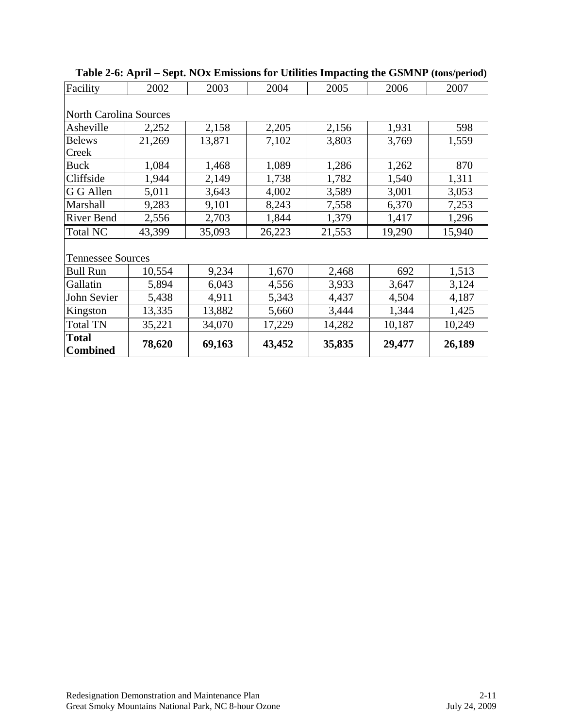**Table 2-6: April – Sept. NOx Emissions for Utilities Impacting the GSMNP (tons/period)**

| Facility | 2002 | 2003 | 2004 | 2005 | 2006 | 2007 |
|---|---|---|---|---|---|---|
| North Carolina Sources | | | | | | |
| Asheville | 2,252 | 2,158 | 2,205 | 2,156 | 1,931 | 598 |
| Belews Creek | 21,269 | 13,871 | 7,102 | 3,803 | 3,769 | 1,559 |
| Buck | 1,084 | 1,468 | 1,089 | 1,286 | 1,262 | 870 |
| Cliffside | 1,944 | 2,149 | 1,738 | 1,782 | 1,540 | 1,311 |
| G G Allen | 5,011 | 3,643 | 4,002 | 3,589 | 3,001 | 3,053 |
| Marshall | 9,283 | 9,101 | 8,243 | 7,558 | 6,370 | 7,253 |
| River Bend | 2,556 | 2,703 | 1,844 | 1,379 | 1,417 | 1,296 |
| Total NC | 43,399 | 35,093 | 26,223 | 21,553 | 19,290 | 15,940 |
| Tennessee Sources | | | | | | |
| Bull Run | 10,554 | 9,234 | 1,670 | 2,468 | 692 | 1,513 |
| Gallatin | 5,894 | 6,043 | 4,556 | 3,933 | 3,647 | 3,124 |
| John Sevier | 5,438 | 4,911 | 5,343 | 4,437 | 4,504 | 4,187 |
| Kingston | 13,335 | 13,882 | 5,660 | 3,444 | 1,344 | 1,425 |
| Total TN | 35,221 | 34,070 | 17,229 | 14,282 | 10,187 | 10,249 |
| **Total Combined** | **78,620** | **69,163** | **43,452** | **35,835** | **29,477** | **26,189** |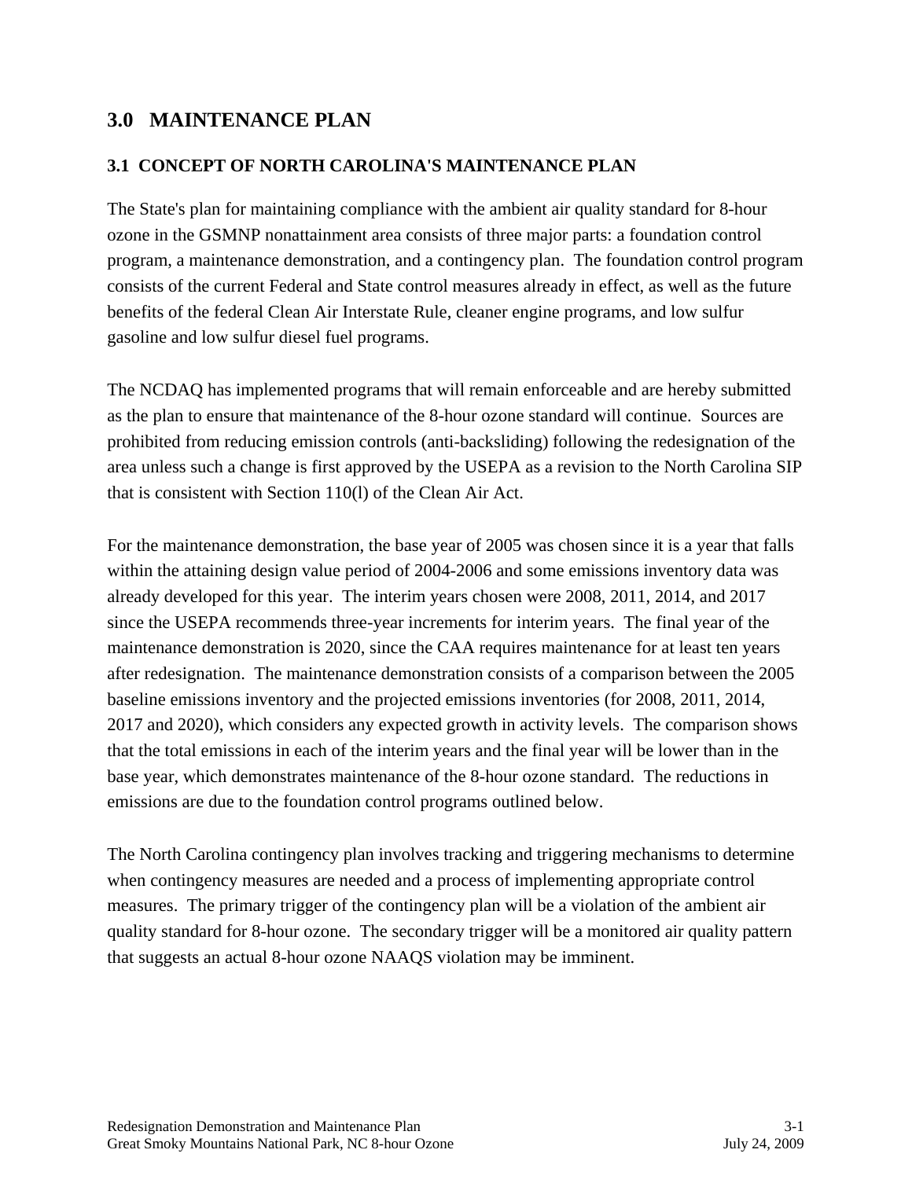# 3.0 MAINTENANCE PLAN

## 3.1 CONCEPT OF NORTH CAROLINA'S MAINTENANCE PLAN

The State's plan for maintaining compliance with the ambient air quality standard for 8-hour ozone in the GSMNP nonattainment area consists of three major parts: a foundation control program, a maintenance demonstration, and a contingency plan. The foundation control program consists of the current Federal and State control measures already in effect, as well as the future benefits of the federal Clean Air Interstate Rule, cleaner engine programs, and low sulfur gasoline and low sulfur diesel fuel programs.

The NCDAQ has implemented programs that will remain enforceable and are hereby submitted as the plan to ensure that maintenance of the 8-hour ozone standard will continue. Sources are prohibited from reducing emission controls (anti-backsliding) following the redesignation of the area unless such a change is first approved by the USEPA as a revision to the North Carolina SIP that is consistent with Section 110(l) of the Clean Air Act.

For the maintenance demonstration, the base year of 2005 was chosen since it is a year that falls within the attaining design value period of 2004-2006 and some emissions inventory data was already developed for this year. The interim years chosen were 2008, 2011, 2014, and 2017 since the USEPA recommends three-year increments for interim years. The final year of the maintenance demonstration is 2020, since the CAA requires maintenance for at least ten years after redesignation. The maintenance demonstration consists of a comparison between the 2005 baseline emissions inventory and the projected emissions inventories (for 2008, 2011, 2014, 2017 and 2020), which considers any expected growth in activity levels. The comparison shows that the total emissions in each of the interim years and the final year will be lower than in the base year, which demonstrates maintenance of the 8-hour ozone standard. The reductions in emissions are due to the foundation control programs outlined below.

The North Carolina contingency plan involves tracking and triggering mechanisms to determine when contingency measures are needed and a process of implementing appropriate control measures. The primary trigger of the contingency plan will be a violation of the ambient air quality standard for 8-hour ozone. The secondary trigger will be a monitored air quality pattern that suggests an actual 8-hour ozone NAAQS violation may be imminent.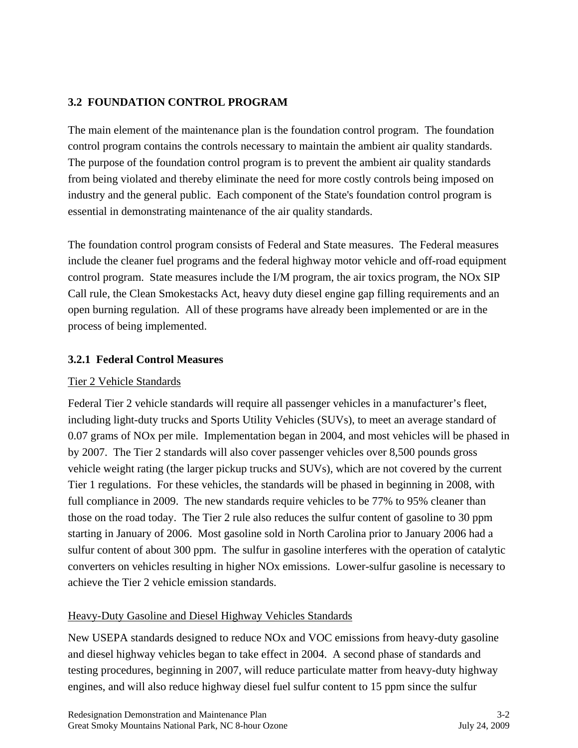### 3.2 FOUNDATION CONTROL PROGRAM

The main element of the maintenance plan is the foundation control program. The foundation control program contains the controls necessary to maintain the ambient air quality standards. The purpose of the foundation control program is to prevent the ambient air quality standards from being violated and thereby eliminate the need for more costly controls being imposed on industry and the general public. Each component of the State's foundation control program is essential in demonstrating maintenance of the air quality standards.

The foundation control program consists of Federal and State measures. The Federal measures include the cleaner fuel programs and the federal highway motor vehicle and off-road equipment control program. State measures include the I/M program, the air toxics program, the NOx SIP Call rule, the Clean Smokestacks Act, heavy duty diesel engine gap filling requirements and an open burning regulation. All of these programs have already been implemented or are in the process of being implemented.

#### 3.2.1 Federal Control Measures

Tier 2 Vehicle Standards

Federal Tier 2 vehicle standards will require all passenger vehicles in a manufacturer's fleet, including light-duty trucks and Sports Utility Vehicles (SUVs), to meet an average standard of 0.07 grams of NOx per mile. Implementation began in 2004, and most vehicles will be phased in by 2007. The Tier 2 standards will also cover passenger vehicles over 8,500 pounds gross vehicle weight rating (the larger pickup trucks and SUVs), which are not covered by the current Tier 1 regulations. For these vehicles, the standards will be phased in beginning in 2008, with full compliance in 2009. The new standards require vehicles to be 77% to 95% cleaner than those on the road today. The Tier 2 rule also reduces the sulfur content of gasoline to 30 ppm starting in January of 2006. Most gasoline sold in North Carolina prior to January 2006 had a sulfur content of about 300 ppm. The sulfur in gasoline interferes with the operation of catalytic converters on vehicles resulting in higher NOx emissions. Lower-sulfur gasoline is necessary to achieve the Tier 2 vehicle emission standards.

Heavy-Duty Gasoline and Diesel Highway Vehicles Standards

New USEPA standards designed to reduce NOx and VOC emissions from heavy-duty gasoline and diesel highway vehicles began to take effect in 2004. A second phase of standards and testing procedures, beginning in 2007, will reduce particulate matter from heavy-duty highway engines, and will also reduce highway diesel fuel sulfur content to 15 ppm since the sulfur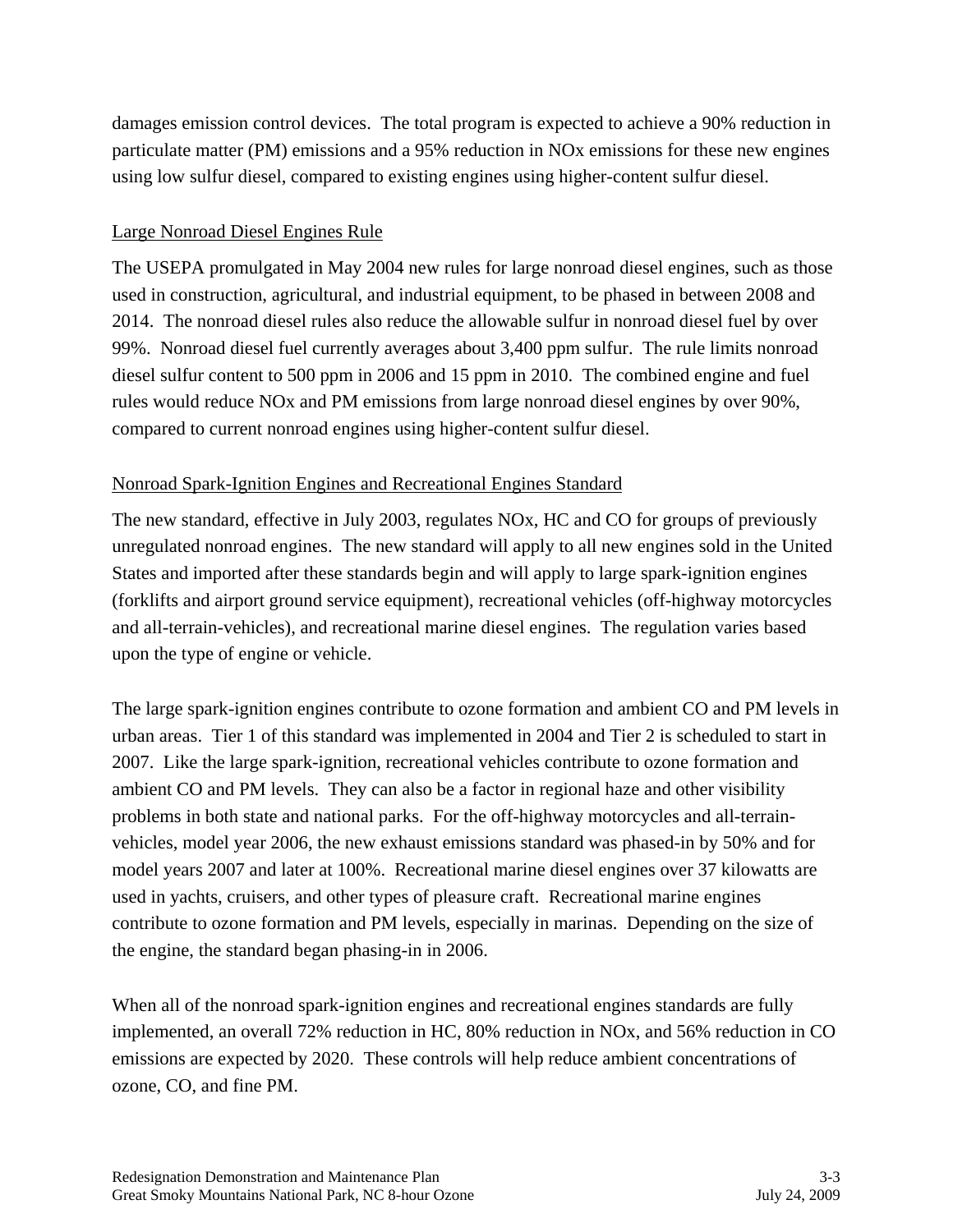damages emission control devices. The total program is expected to achieve a 90% reduction in particulate matter (PM) emissions and a 95% reduction in NOx emissions for these new engines using low sulfur diesel, compared to existing engines using higher-content sulfur diesel.

Large Nonroad Diesel Engines Rule

The USEPA promulgated in May 2004 new rules for large nonroad diesel engines, such as those used in construction, agricultural, and industrial equipment, to be phased in between 2008 and 2014. The nonroad diesel rules also reduce the allowable sulfur in nonroad diesel fuel by over 99%. Nonroad diesel fuel currently averages about 3,400 ppm sulfur. The rule limits nonroad diesel sulfur content to 500 ppm in 2006 and 15 ppm in 2010. The combined engine and fuel rules would reduce NOx and PM emissions from large nonroad diesel engines by over 90%, compared to current nonroad engines using higher-content sulfur diesel.

Nonroad Spark-Ignition Engines and Recreational Engines Standard

The new standard, effective in July 2003, regulates NOx, HC and CO for groups of previously unregulated nonroad engines. The new standard will apply to all new engines sold in the United States and imported after these standards begin and will apply to large spark-ignition engines (forklifts and airport ground service equipment), recreational vehicles (off-highway motorcycles and all-terrain-vehicles), and recreational marine diesel engines. The regulation varies based upon the type of engine or vehicle.

The large spark-ignition engines contribute to ozone formation and ambient CO and PM levels in urban areas. Tier 1 of this standard was implemented in 2004 and Tier 2 is scheduled to start in 2007. Like the large spark-ignition, recreational vehicles contribute to ozone formation and ambient CO and PM levels. They can also be a factor in regional haze and other visibility problems in both state and national parks. For the off-highway motorcycles and all-terrain-vehicles, model year 2006, the new exhaust emissions standard was phased-in by 50% and for model years 2007 and later at 100%. Recreational marine diesel engines over 37 kilowatts are used in yachts, cruisers, and other types of pleasure craft. Recreational marine engines contribute to ozone formation and PM levels, especially in marinas. Depending on the size of the engine, the standard began phasing-in in 2006.

When all of the nonroad spark-ignition engines and recreational engines standards are fully implemented, an overall 72% reduction in HC, 80% reduction in NOx, and 56% reduction in CO emissions are expected by 2020. These controls will help reduce ambient concentrations of ozone, CO, and fine PM.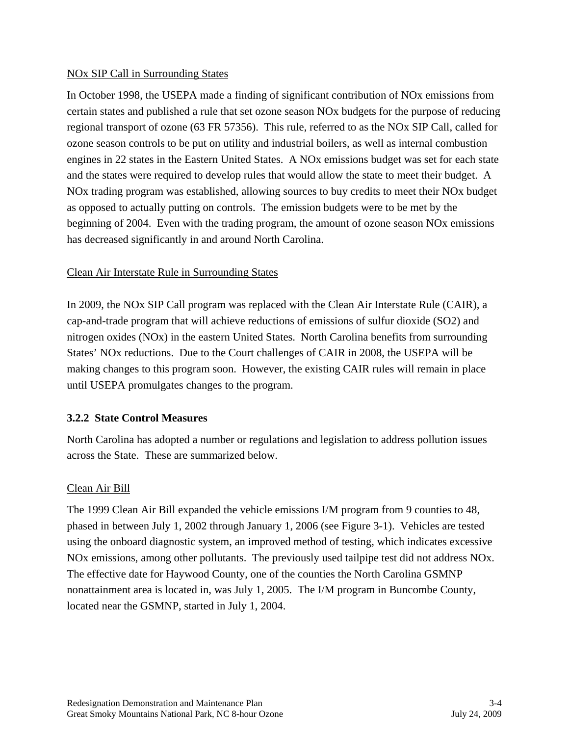NOx SIP Call in Surrounding States

In October 1998, the USEPA made a finding of significant contribution of NOx emissions from certain states and published a rule that set ozone season NOx budgets for the purpose of reducing regional transport of ozone (63 FR 57356). This rule, referred to as the NOx SIP Call, called for ozone season controls to be put on utility and industrial boilers, as well as internal combustion engines in 22 states in the Eastern United States. A NOx emissions budget was set for each state and the states were required to develop rules that would allow the state to meet their budget. A NOx trading program was established, allowing sources to buy credits to meet their NOx budget as opposed to actually putting on controls. The emission budgets were to be met by the beginning of 2004. Even with the trading program, the amount of ozone season NOx emissions has decreased significantly in and around North Carolina.

Clean Air Interstate Rule in Surrounding States

In 2009, the NOx SIP Call program was replaced with the Clean Air Interstate Rule (CAIR), a cap-and-trade program that will achieve reductions of emissions of sulfur dioxide ($SO_2$) and nitrogen oxides (NOx) in the eastern United States. North Carolina benefits from surrounding States' NOx reductions. Due to the Court challenges of CAIR in 2008, the USEPA will be making changes to this program soon. However, the existing CAIR rules will remain in place until USEPA promulgates changes to the program.

### 3.2.2 State Control Measures

North Carolina has adopted a number or regulations and legislation to address pollution issues across the State. These are summarized below.

Clean Air Bill

The 1999 Clean Air Bill expanded the vehicle emissions I/M program from 9 counties to 48, phased in between July 1, 2002 through January 1, 2006 (see Figure 3-1). Vehicles are tested using the onboard diagnostic system, an improved method of testing, which indicates excessive NOx emissions, among other pollutants. The previously used tailpipe test did not address NOx. The effective date for Haywood County, one of the counties the North Carolina GSMNP nonattainment area is located in, was July 1, 2005. The I/M program in Buncombe County, located near the GSMNP, started in July 1, 2004.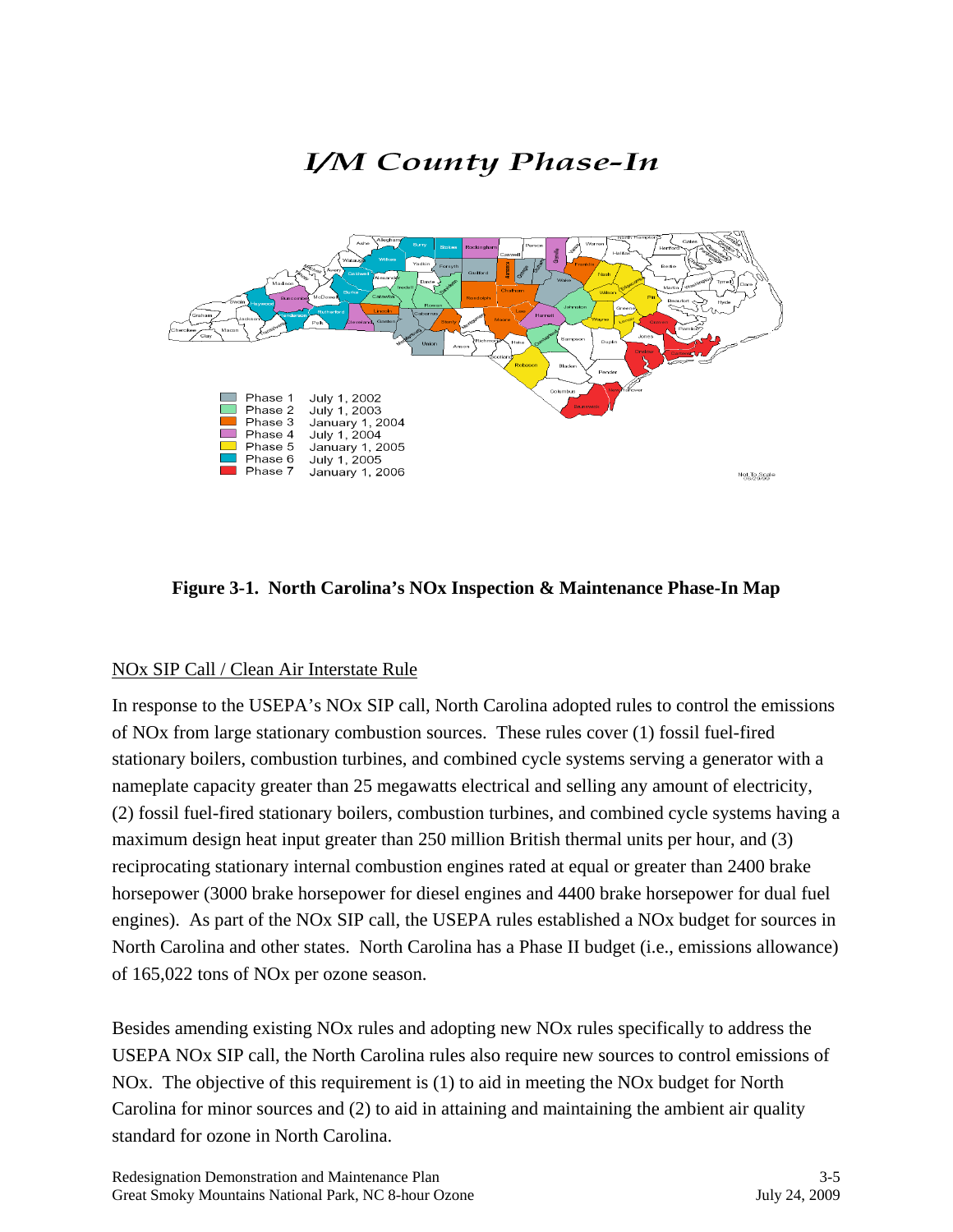*I/M County Phase-In*

| Phase | Date |
|---|---|
| Phase 1 | July 1, 2002 |
| Phase 2 | July 1, 2003 |
| Phase 3 | January 1, 2004 |
| Phase 4 | July 1, 2004 |
| Phase 5 | January 1, 2005 |
| Phase 6 | July 1, 2005 |
| Phase 7 | January 1, 2006 |

Not To Scale

**Figure 3-1. North Carolina's NOx Inspection & Maintenance Phase-In Map**

<u>NOx SIP Call / Clean Air Interstate Rule</u>

In response to the USEPA's NOx SIP call, North Carolina adopted rules to control the emissions of NOx from large stationary combustion sources. These rules cover (1) fossil fuel-fired stationary boilers, combustion turbines, and combined cycle systems serving a generator with a nameplate capacity greater than 25 megawatts electrical and selling any amount of electricity, (2) fossil fuel-fired stationary boilers, combustion turbines, and combined cycle systems having a maximum design heat input greater than 250 million British thermal units per hour, and (3) reciprocating stationary internal combustion engines rated at equal or greater than 2400 brake horsepower (3000 brake horsepower for diesel engines and 4400 brake horsepower for dual fuel engines). As part of the NOx SIP call, the USEPA rules established a NOx budget for sources in North Carolina and other states. North Carolina has a Phase II budget (i.e., emissions allowance) of 165,022 tons of NOx per ozone season.

Besides amending existing NOx rules and adopting new NOx rules specifically to address the USEPA NOx SIP call, the North Carolina rules also require new sources to control emissions of NOx. The objective of this requirement is (1) to aid in meeting the NOx budget for North Carolina for minor sources and (2) to aid in attaining and maintaining the ambient air quality standard for ozone in North Carolina.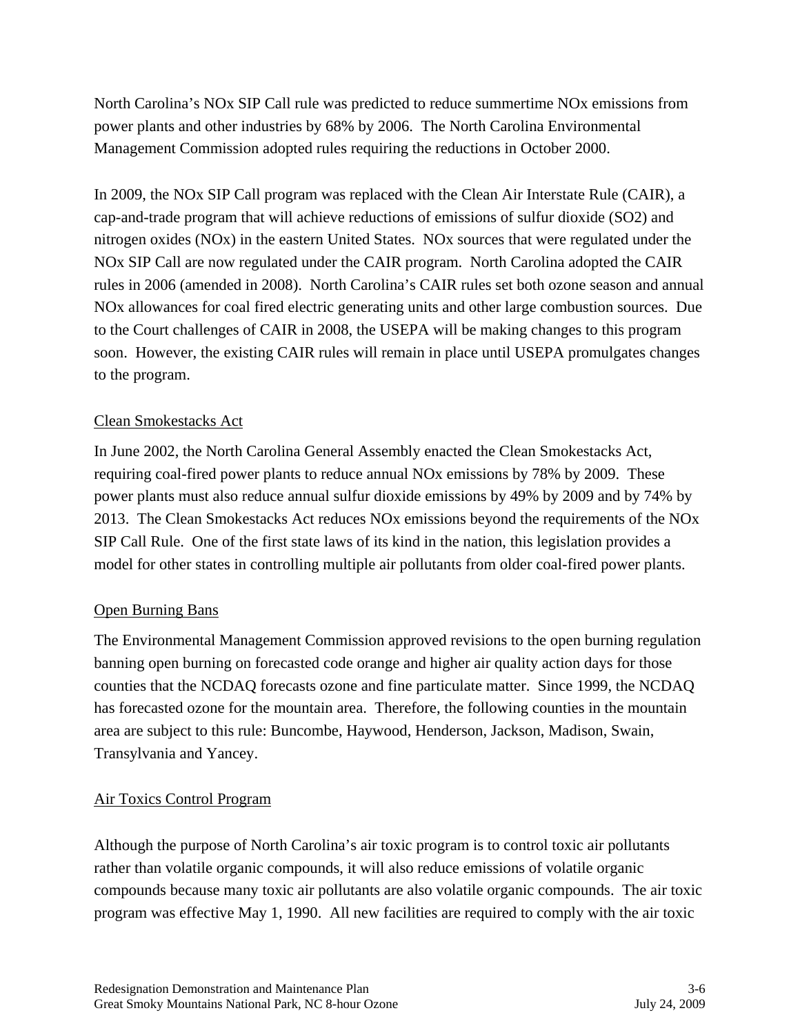North Carolina's NOx SIP Call rule was predicted to reduce summertime NOx emissions from power plants and other industries by 68% by 2006. The North Carolina Environmental Management Commission adopted rules requiring the reductions in October 2000.

In 2009, the NOx SIP Call program was replaced with the Clean Air Interstate Rule (CAIR), a cap-and-trade program that will achieve reductions of emissions of sulfur dioxide ($SO_2$) and nitrogen oxides (NOx) in the eastern United States. NOx sources that were regulated under the NOx SIP Call are now regulated under the CAIR program. North Carolina adopted the CAIR rules in 2006 (amended in 2008). North Carolina's CAIR rules set both ozone season and annual NOx allowances for coal fired electric generating units and other large combustion sources. Due to the Court challenges of CAIR in 2008, the USEPA will be making changes to this program soon. However, the existing CAIR rules will remain in place until USEPA promulgates changes to the program.

Clean Smokestacks Act

In June 2002, the North Carolina General Assembly enacted the Clean Smokestacks Act, requiring coal-fired power plants to reduce annual NOx emissions by 78% by 2009. These power plants must also reduce annual sulfur dioxide emissions by 49% by 2009 and by 74% by 2013. The Clean Smokestacks Act reduces NOx emissions beyond the requirements of the NOx SIP Call Rule. One of the first state laws of its kind in the nation, this legislation provides a model for other states in controlling multiple air pollutants from older coal-fired power plants.

Open Burning Bans

The Environmental Management Commission approved revisions to the open burning regulation banning open burning on forecasted code orange and higher air quality action days for those counties that the NCDAQ forecasts ozone and fine particulate matter. Since 1999, the NCDAQ has forecasted ozone for the mountain area. Therefore, the following counties in the mountain area are subject to this rule: Buncombe, Haywood, Henderson, Jackson, Madison, Swain, Transylvania and Yancey.

Air Toxics Control Program

Although the purpose of North Carolina's air toxic program is to control toxic air pollutants rather than volatile organic compounds, it will also reduce emissions of volatile organic compounds because many toxic air pollutants are also volatile organic compounds. The air toxic program was effective May 1, 1990. All new facilities are required to comply with the air toxic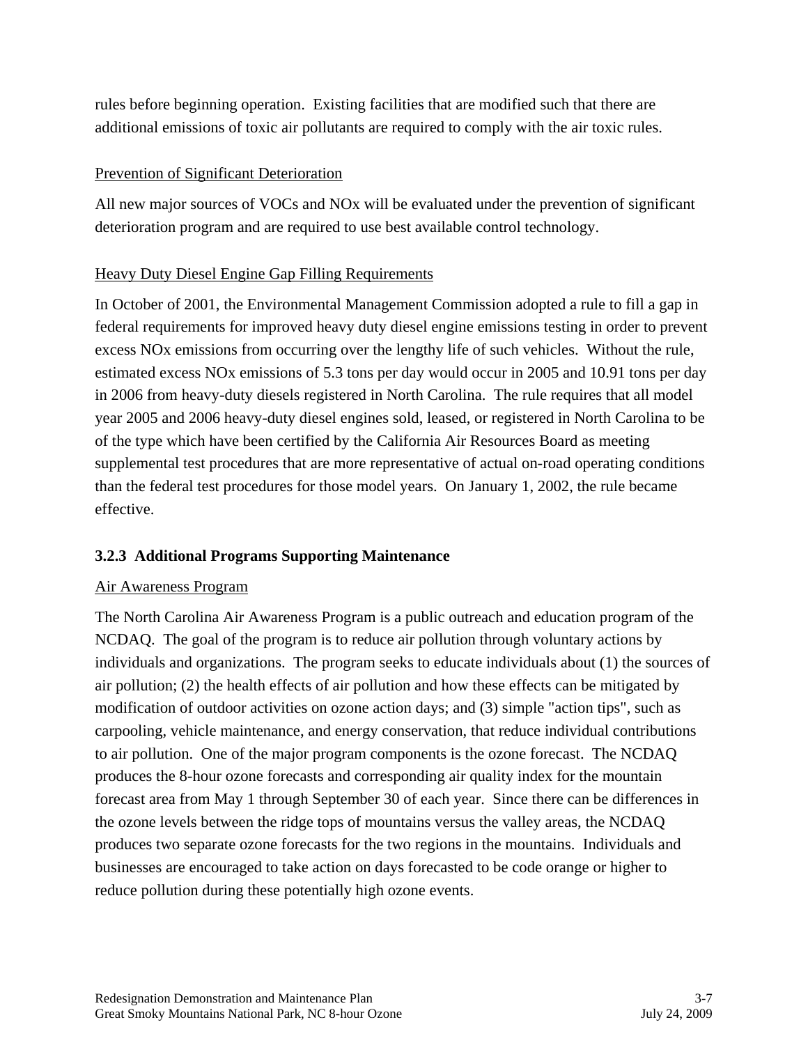rules before beginning operation. Existing facilities that are modified such that there are additional emissions of toxic air pollutants are required to comply with the air toxic rules.

Prevention of Significant Deterioration

All new major sources of VOCs and NOx will be evaluated under the prevention of significant deterioration program and are required to use best available control technology.

Heavy Duty Diesel Engine Gap Filling Requirements

In October of 2001, the Environmental Management Commission adopted a rule to fill a gap in federal requirements for improved heavy duty diesel engine emissions testing in order to prevent excess NOx emissions from occurring over the lengthy life of such vehicles. Without the rule, estimated excess NOx emissions of 5.3 tons per day would occur in 2005 and 10.91 tons per day in 2006 from heavy-duty diesels registered in North Carolina. The rule requires that all model year 2005 and 2006 heavy-duty diesel engines sold, leased, or registered in North Carolina to be of the type which have been certified by the California Air Resources Board as meeting supplemental test procedures that are more representative of actual on-road operating conditions than the federal test procedures for those model years. On January 1, 2002, the rule became effective.

### 3.2.3 Additional Programs Supporting Maintenance

Air Awareness Program

The North Carolina Air Awareness Program is a public outreach and education program of the NCDAQ. The goal of the program is to reduce air pollution through voluntary actions by individuals and organizations. The program seeks to educate individuals about (1) the sources of air pollution; (2) the health effects of air pollution and how these effects can be mitigated by modification of outdoor activities on ozone action days; and (3) simple "action tips", such as carpooling, vehicle maintenance, and energy conservation, that reduce individual contributions to air pollution. One of the major program components is the ozone forecast. The NCDAQ produces the 8-hour ozone forecasts and corresponding air quality index for the mountain forecast area from May 1 through September 30 of each year. Since there can be differences in the ozone levels between the ridge tops of mountains versus the valley areas, the NCDAQ produces two separate ozone forecasts for the two regions in the mountains. Individuals and businesses are encouraged to take action on days forecasted to be code orange or higher to reduce pollution during these potentially high ozone events.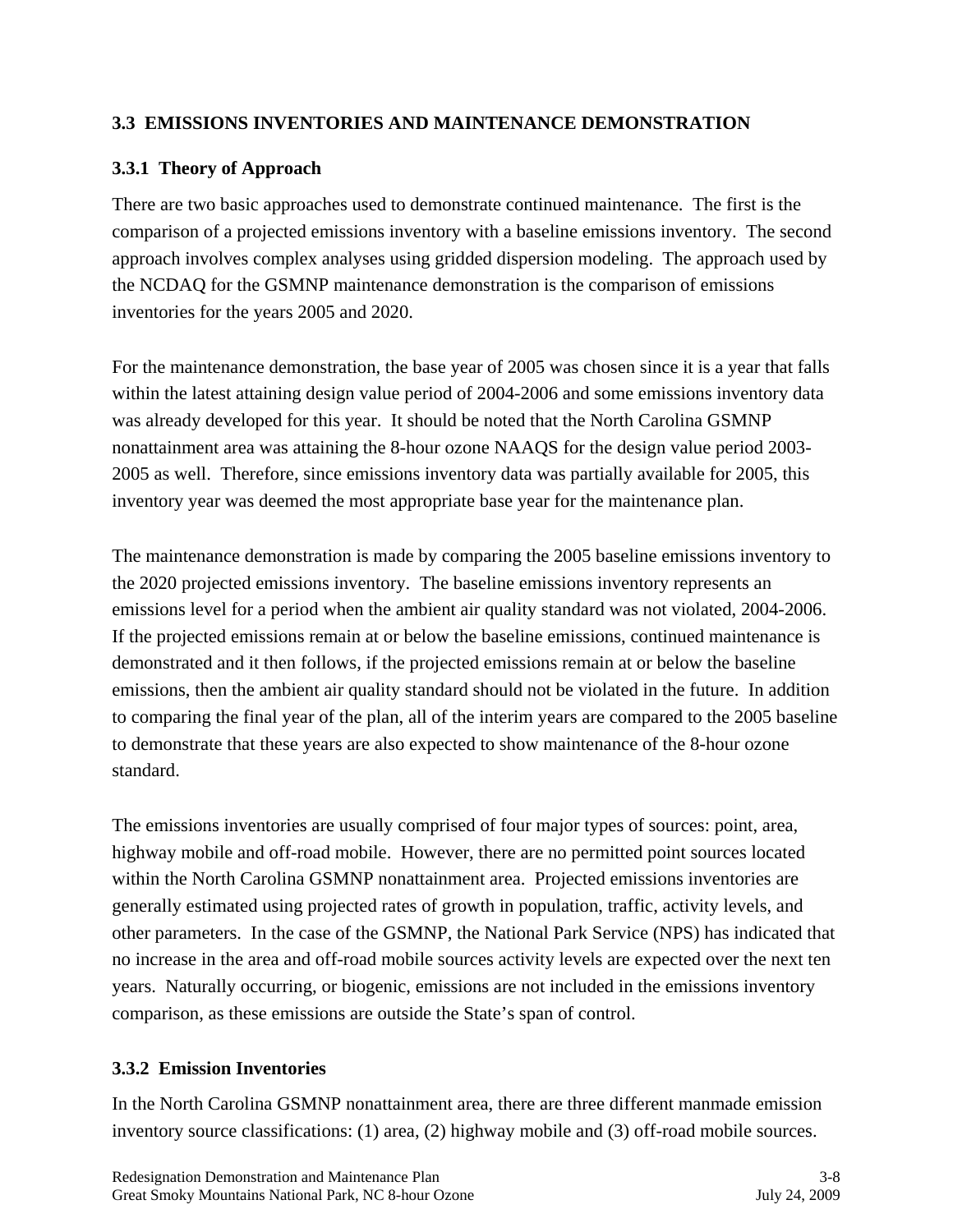## 3.3 EMISSIONS INVENTORIES AND MAINTENANCE DEMONSTRATION

### 3.3.1 Theory of Approach

There are two basic approaches used to demonstrate continued maintenance. The first is the comparison of a projected emissions inventory with a baseline emissions inventory. The second approach involves complex analyses using gridded dispersion modeling. The approach used by the NCDAQ for the GSMNP maintenance demonstration is the comparison of emissions inventories for the years 2005 and 2020.

For the maintenance demonstration, the base year of 2005 was chosen since it is a year that falls within the latest attaining design value period of 2004-2006 and some emissions inventory data was already developed for this year. It should be noted that the North Carolina GSMNP nonattainment area was attaining the 8-hour ozone NAAQS for the design value period 2003-2005 as well. Therefore, since emissions inventory data was partially available for 2005, this inventory year was deemed the most appropriate base year for the maintenance plan.

The maintenance demonstration is made by comparing the 2005 baseline emissions inventory to the 2020 projected emissions inventory. The baseline emissions inventory represents an emissions level for a period when the ambient air quality standard was not violated, 2004-2006. If the projected emissions remain at or below the baseline emissions, continued maintenance is demonstrated and it then follows, if the projected emissions remain at or below the baseline emissions, then the ambient air quality standard should not be violated in the future. In addition to comparing the final year of the plan, all of the interim years are compared to the 2005 baseline to demonstrate that these years are also expected to show maintenance of the 8-hour ozone standard.

The emissions inventories are usually comprised of four major types of sources: point, area, highway mobile and off-road mobile. However, there are no permitted point sources located within the North Carolina GSMNP nonattainment area. Projected emissions inventories are generally estimated using projected rates of growth in population, traffic, activity levels, and other parameters. In the case of the GSMNP, the National Park Service (NPS) has indicated that no increase in the area and off-road mobile sources activity levels are expected over the next ten years. Naturally occurring, or biogenic, emissions are not included in the emissions inventory comparison, as these emissions are outside the State's span of control.

### 3.3.2 Emission Inventories

In the North Carolina GSMNP nonattainment area, there are three different manmade emission inventory source classifications: (1) area, (2) highway mobile and (3) off-road mobile sources.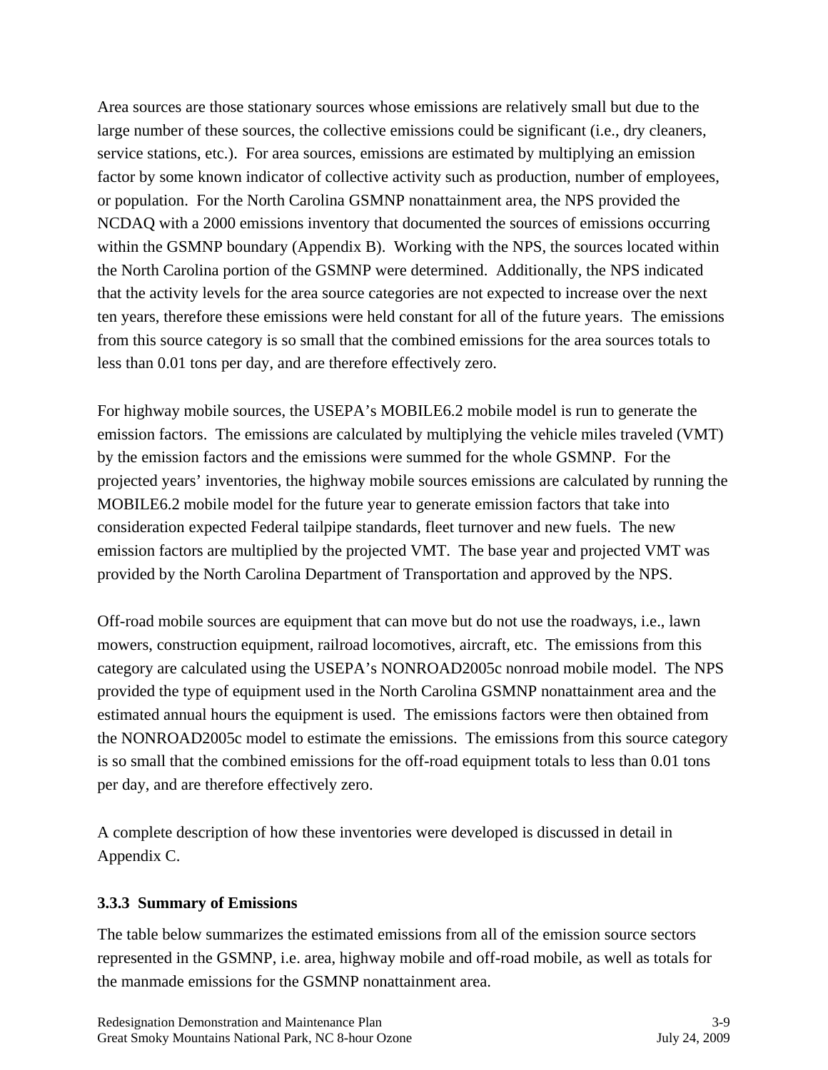Area sources are those stationary sources whose emissions are relatively small but due to the large number of these sources, the collective emissions could be significant (i.e., dry cleaners, service stations, etc.). For area sources, emissions are estimated by multiplying an emission factor by some known indicator of collective activity such as production, number of employees, or population. For the North Carolina GSMNP nonattainment area, the NPS provided the NCDAQ with a 2000 emissions inventory that documented the sources of emissions occurring within the GSMNP boundary (Appendix B). Working with the NPS, the sources located within the North Carolina portion of the GSMNP were determined. Additionally, the NPS indicated that the activity levels for the area source categories are not expected to increase over the next ten years, therefore these emissions were held constant for all of the future years. The emissions from this source category is so small that the combined emissions for the area sources totals to less than 0.01 tons per day, and are therefore effectively zero.

For highway mobile sources, the USEPA's MOBILE6.2 mobile model is run to generate the emission factors. The emissions are calculated by multiplying the vehicle miles traveled (VMT) by the emission factors and the emissions were summed for the whole GSMNP. For the projected years' inventories, the highway mobile sources emissions are calculated by running the MOBILE6.2 mobile model for the future year to generate emission factors that take into consideration expected Federal tailpipe standards, fleet turnover and new fuels. The new emission factors are multiplied by the projected VMT. The base year and projected VMT was provided by the North Carolina Department of Transportation and approved by the NPS.

Off-road mobile sources are equipment that can move but do not use the roadways, i.e., lawn mowers, construction equipment, railroad locomotives, aircraft, etc. The emissions from this category are calculated using the USEPA's NONROAD2005c nonroad mobile model. The NPS provided the type of equipment used in the North Carolina GSMNP nonattainment area and the estimated annual hours the equipment is used. The emissions factors were then obtained from the NONROAD2005c model to estimate the emissions. The emissions from this source category is so small that the combined emissions for the off-road equipment totals to less than 0.01 tons per day, and are therefore effectively zero.

A complete description of how these inventories were developed is discussed in detail in Appendix C.

### 3.3.3 Summary of Emissions

The table below summarizes the estimated emissions from all of the emission source sectors represented in the GSMNP, i.e. area, highway mobile and off-road mobile, as well as totals for the manmade emissions for the GSMNP nonattainment area.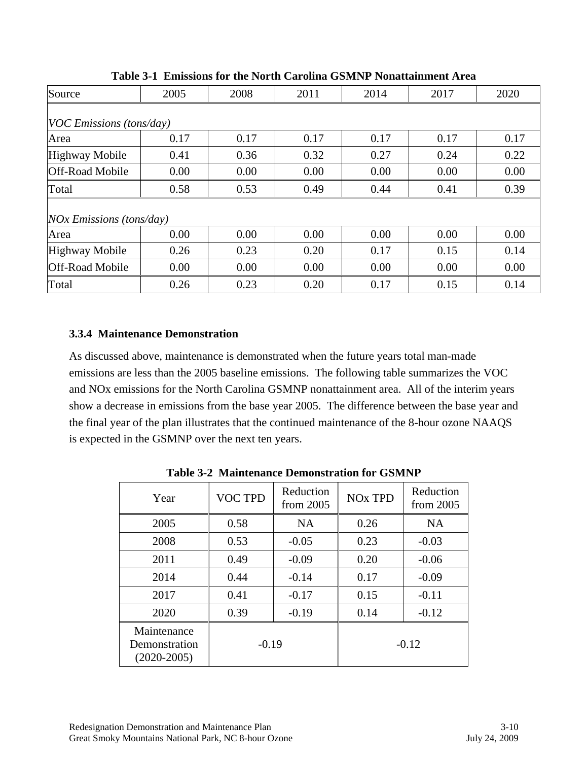**Table 3-1 Emissions for the North Carolina GSMNP Nonattainment Area**

| Source | 2005 | 2008 | 2011 | 2014 | 2017 | 2020 |
|---|---|---|---|---|---|---|
| *VOC Emissions (tons/day)* | | | | | | |
| Area | 0.17 | 0.17 | 0.17 | 0.17 | 0.17 | 0.17 |
| Highway Mobile | 0.41 | 0.36 | 0.32 | 0.27 | 0.24 | 0.22 |
| Off-Road Mobile | 0.00 | 0.00 | 0.00 | 0.00 | 0.00 | 0.00 |
| Total | 0.58 | 0.53 | 0.49 | 0.44 | 0.41 | 0.39 |
| *NOx Emissions (tons/day)* | | | | | | |
| Area | 0.00 | 0.00 | 0.00 | 0.00 | 0.00 | 0.00 |
| Highway Mobile | 0.26 | 0.23 | 0.20 | 0.17 | 0.15 | 0.14 |
| Off-Road Mobile | 0.00 | 0.00 | 0.00 | 0.00 | 0.00 | 0.00 |
| Total | 0.26 | 0.23 | 0.20 | 0.17 | 0.15 | 0.14 |

### 3.3.4 Maintenance Demonstration

As discussed above, maintenance is demonstrated when the future years total man-made emissions are less than the 2005 baseline emissions. The following table summarizes the VOC and NOx emissions for the North Carolina GSMNP nonattainment area. All of the interim years show a decrease in emissions from the base year 2005. The difference between the base year and the final year of the plan illustrates that the continued maintenance of the 8-hour ozone NAAQS is expected in the GSMNP over the next ten years.

**Table 3-2 Maintenance Demonstration for GSMNP**

| Year | VOC TPD | Reduction from 2005 | NOx TPD | Reduction from 2005 |
|---|---|---|---|---|
| 2005 | 0.58 | NA | 0.26 | NA |
| 2008 | 0.53 | -0.05 | 0.23 | -0.03 |
| 2011 | 0.49 | -0.09 | 0.20 | -0.06 |
| 2014 | 0.44 | -0.14 | 0.17 | -0.09 |
| 2017 | 0.41 | -0.17 | 0.15 | -0.11 |
| 2020 | 0.39 | -0.19 | 0.14 | -0.12 |
| Maintenance Demonstration (2020-2005) | -0.19 | | -0.12 | |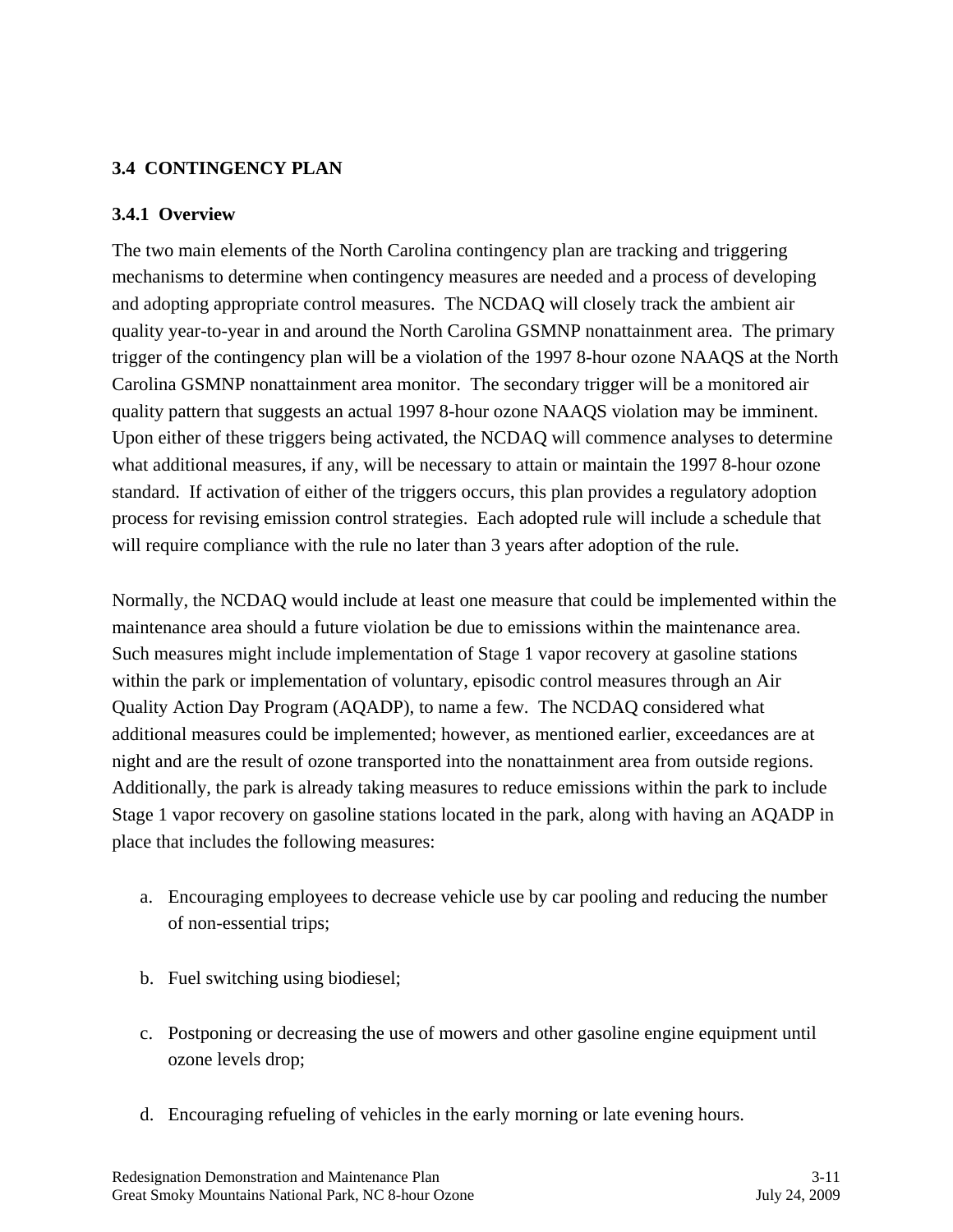## 3.4 CONTINGENCY PLAN

### 3.4.1 Overview

The two main elements of the North Carolina contingency plan are tracking and triggering mechanisms to determine when contingency measures are needed and a process of developing and adopting appropriate control measures. The NCDAQ will closely track the ambient air quality year-to-year in and around the North Carolina GSMNP nonattainment area. The primary trigger of the contingency plan will be a violation of the 1997 8-hour ozone NAAQS at the North Carolina GSMNP nonattainment area monitor. The secondary trigger will be a monitored air quality pattern that suggests an actual 1997 8-hour ozone NAAQS violation may be imminent. Upon either of these triggers being activated, the NCDAQ will commence analyses to determine what additional measures, if any, will be necessary to attain or maintain the 1997 8-hour ozone standard. If activation of either of the triggers occurs, this plan provides a regulatory adoption process for revising emission control strategies. Each adopted rule will include a schedule that will require compliance with the rule no later than 3 years after adoption of the rule.

Normally, the NCDAQ would include at least one measure that could be implemented within the maintenance area should a future violation be due to emissions within the maintenance area. Such measures might include implementation of Stage 1 vapor recovery at gasoline stations within the park or implementation of voluntary, episodic control measures through an Air Quality Action Day Program (AQADP), to name a few. The NCDAQ considered what additional measures could be implemented; however, as mentioned earlier, exceedances are at night and are the result of ozone transported into the nonattainment area from outside regions. Additionally, the park is already taking measures to reduce emissions within the park to include Stage 1 vapor recovery on gasoline stations located in the park, along with having an AQADP in place that includes the following measures:

a. Encouraging employees to decrease vehicle use by car pooling and reducing the number of non-essential trips;

b. Fuel switching using biodiesel;

c. Postponing or decreasing the use of mowers and other gasoline engine equipment until ozone levels drop;

d. Encouraging refueling of vehicles in the early morning or late evening hours.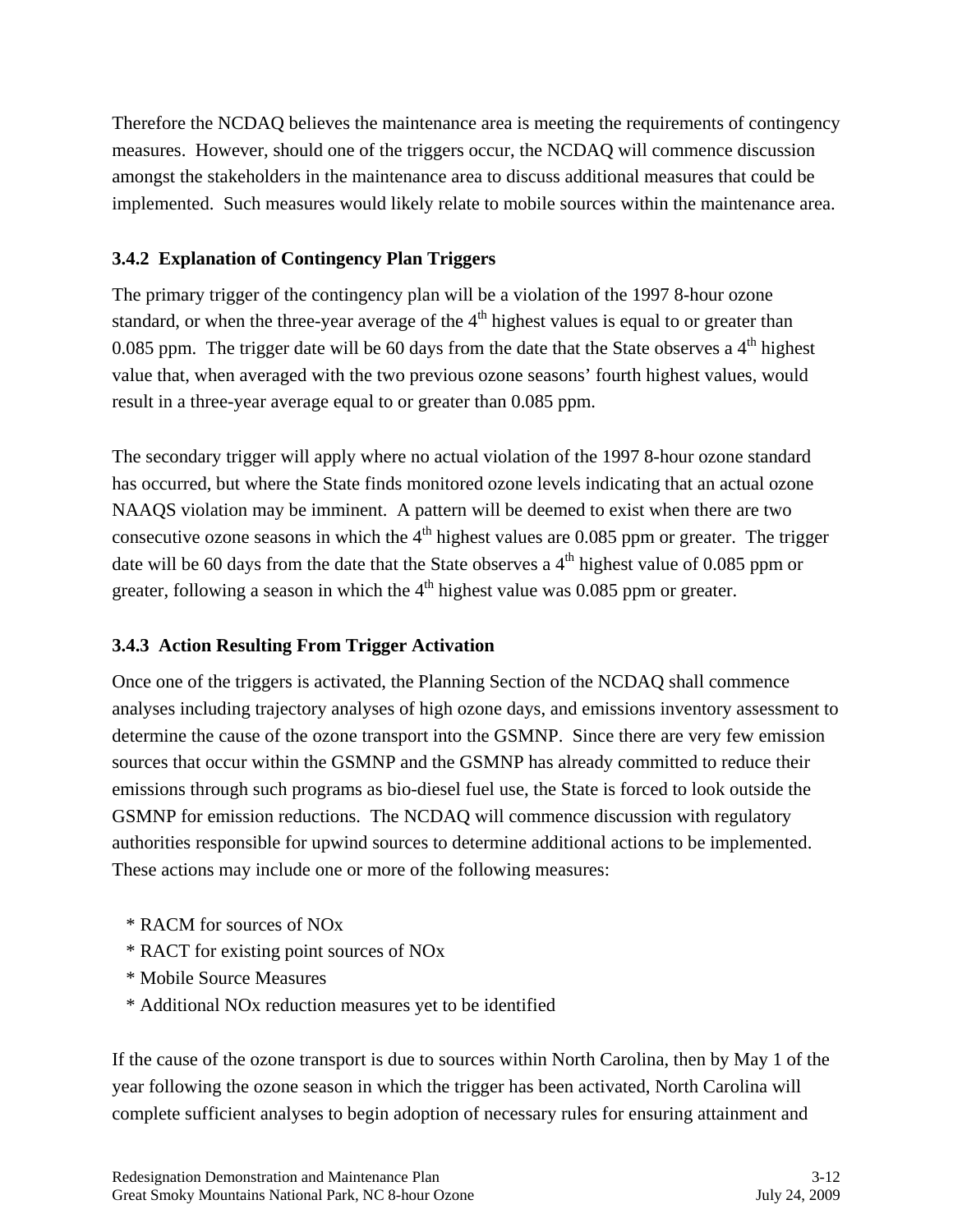Therefore the NCDAQ believes the maintenance area is meeting the requirements of contingency measures. However, should one of the triggers occur, the NCDAQ will commence discussion amongst the stakeholders in the maintenance area to discuss additional measures that could be implemented. Such measures would likely relate to mobile sources within the maintenance area.

### 3.4.2 Explanation of Contingency Plan Triggers

The primary trigger of the contingency plan will be a violation of the 1997 8-hour ozone standard, or when the three-year average of the 4th highest values is equal to or greater than 0.085 ppm. The trigger date will be 60 days from the date that the State observes a 4th highest value that, when averaged with the two previous ozone seasons' fourth highest values, would result in a three-year average equal to or greater than 0.085 ppm.

The secondary trigger will apply where no actual violation of the 1997 8-hour ozone standard has occurred, but where the State finds monitored ozone levels indicating that an actual ozone NAAQS violation may be imminent. A pattern will be deemed to exist when there are two consecutive ozone seasons in which the 4th highest values are 0.085 ppm or greater. The trigger date will be 60 days from the date that the State observes a 4th highest value of 0.085 ppm or greater, following a season in which the 4th highest value was 0.085 ppm or greater.

### 3.4.3 Action Resulting From Trigger Activation

Once one of the triggers is activated, the Planning Section of the NCDAQ shall commence analyses including trajectory analyses of high ozone days, and emissions inventory assessment to determine the cause of the ozone transport into the GSMNP. Since there are very few emission sources that occur within the GSMNP and the GSMNP has already committed to reduce their emissions through such programs as bio-diesel fuel use, the State is forced to look outside the GSMNP for emission reductions. The NCDAQ will commence discussion with regulatory authorities responsible for upwind sources to determine additional actions to be implemented. These actions may include one or more of the following measures:

* RACM for sources of NOx
* RACT for existing point sources of NOx
* Mobile Source Measures
* Additional NOx reduction measures yet to be identified

If the cause of the ozone transport is due to sources within North Carolina, then by May 1 of the year following the ozone season in which the trigger has been activated, North Carolina will complete sufficient analyses to begin adoption of necessary rules for ensuring attainment and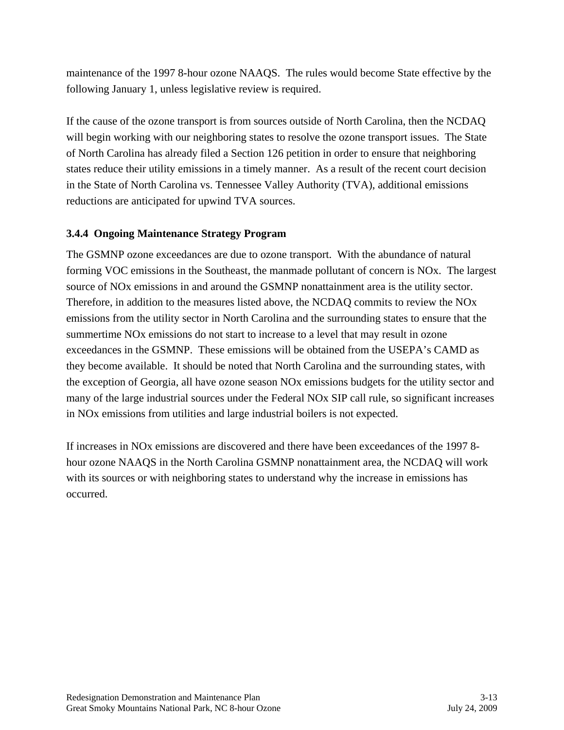maintenance of the 1997 8-hour ozone NAAQS. The rules would become State effective by the following January 1, unless legislative review is required.

If the cause of the ozone transport is from sources outside of North Carolina, then the NCDAQ will begin working with our neighboring states to resolve the ozone transport issues. The State of North Carolina has already filed a Section 126 petition in order to ensure that neighboring states reduce their utility emissions in a timely manner. As a result of the recent court decision in the State of North Carolina vs. Tennessee Valley Authority (TVA), additional emissions reductions are anticipated for upwind TVA sources.

### 3.4.4 Ongoing Maintenance Strategy Program

The GSMNP ozone exceedances are due to ozone transport. With the abundance of natural forming VOC emissions in the Southeast, the manmade pollutant of concern is NOx. The largest source of NOx emissions in and around the GSMNP nonattainment area is the utility sector. Therefore, in addition to the measures listed above, the NCDAQ commits to review the NOx emissions from the utility sector in North Carolina and the surrounding states to ensure that the summertime NOx emissions do not start to increase to a level that may result in ozone exceedances in the GSMNP. These emissions will be obtained from the USEPA's CAMD as they become available. It should be noted that North Carolina and the surrounding states, with the exception of Georgia, all have ozone season NOx emissions budgets for the utility sector and many of the large industrial sources under the Federal NOx SIP call rule, so significant increases in NOx emissions from utilities and large industrial boilers is not expected.

If increases in NOx emissions are discovered and there have been exceedances of the 1997 8-hour ozone NAAQS in the North Carolina GSMNP nonattainment area, the NCDAQ will work with its sources or with neighboring states to understand why the increase in emissions has occurred.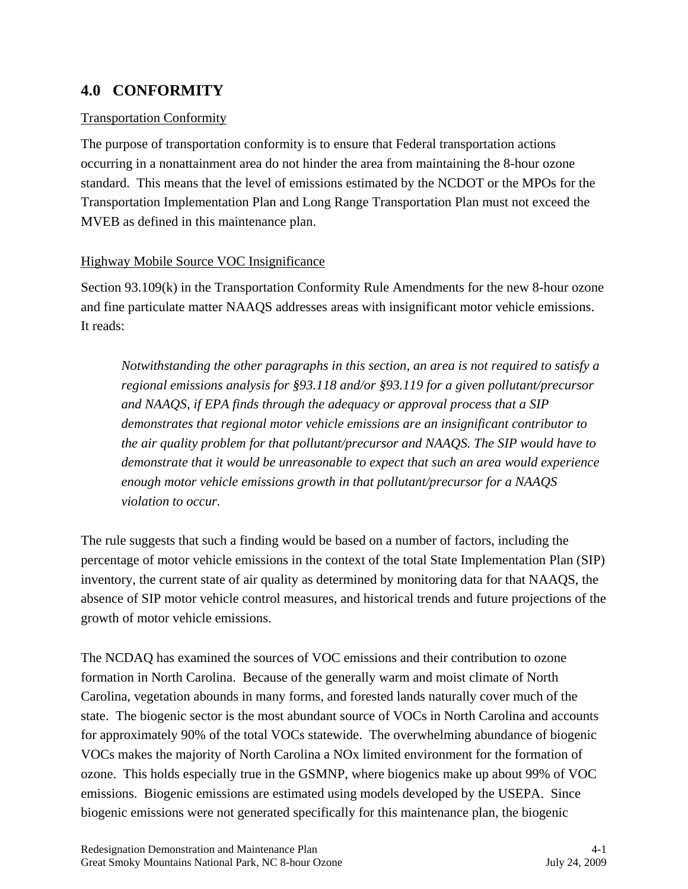## 4.0 CONFORMITY

Transportation Conformity

The purpose of transportation conformity is to ensure that Federal transportation actions occurring in a nonattainment area do not hinder the area from maintaining the 8-hour ozone standard. This means that the level of emissions estimated by the NCDOT or the MPOs for the Transportation Implementation Plan and Long Range Transportation Plan must not exceed the MVEB as defined in this maintenance plan.

Highway Mobile Source VOC Insignificance

Section 93.109(k) in the Transportation Conformity Rule Amendments for the new 8-hour ozone and fine particulate matter NAAQS addresses areas with insignificant motor vehicle emissions. It reads:

> *Notwithstanding the other paragraphs in this section, an area is not required to satisfy a regional emissions analysis for §93.118 and/or §93.119 for a given pollutant/precursor and NAAQS, if EPA finds through the adequacy or approval process that a SIP demonstrates that regional motor vehicle emissions are an insignificant contributor to the air quality problem for that pollutant/precursor and NAAQS. The SIP would have to demonstrate that it would be unreasonable to expect that such an area would experience enough motor vehicle emissions growth in that pollutant/precursor for a NAAQS violation to occur.*

The rule suggests that such a finding would be based on a number of factors, including the percentage of motor vehicle emissions in the context of the total State Implementation Plan (SIP) inventory, the current state of air quality as determined by monitoring data for that NAAQS, the absence of SIP motor vehicle control measures, and historical trends and future projections of the growth of motor vehicle emissions.

The NCDAQ has examined the sources of VOC emissions and their contribution to ozone formation in North Carolina. Because of the generally warm and moist climate of North Carolina, vegetation abounds in many forms, and forested lands naturally cover much of the state. The biogenic sector is the most abundant source of VOCs in North Carolina and accounts for approximately 90% of the total VOCs statewide. The overwhelming abundance of biogenic VOCs makes the majority of North Carolina a NOx limited environment for the formation of ozone. This holds especially true in the GSMNP, where biogenics make up about 99% of VOC emissions. Biogenic emissions are estimated using models developed by the USEPA. Since biogenic emissions were not generated specifically for this maintenance plan, the biogenic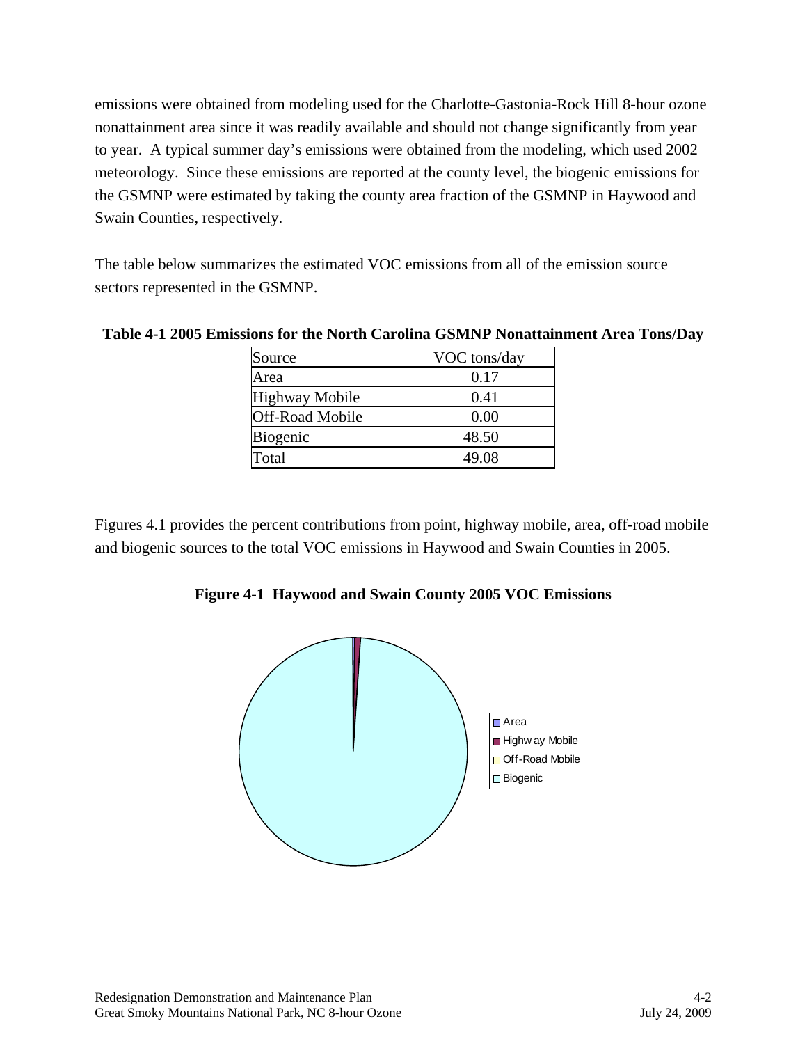emissions were obtained from modeling used for the Charlotte-Gastonia-Rock Hill 8-hour ozone nonattainment area since it was readily available and should not change significantly from year to year. A typical summer day's emissions were obtained from the modeling, which used 2002 meteorology. Since these emissions are reported at the county level, the biogenic emissions for the GSMNP were estimated by taking the county area fraction of the GSMNP in Haywood and Swain Counties, respectively.

The table below summarizes the estimated VOC emissions from all of the emission source sectors represented in the GSMNP.

**Table 4-1 2005 Emissions for the North Carolina GSMNP Nonattainment Area Tons/Day**

| Source | VOC tons/day |
|---|---|
| Area | 0.17 |
| Highway Mobile | 0.41 |
| Off-Road Mobile | 0.00 |
| Biogenic | 48.50 |
| Total | 49.08 |

Figures 4.1 provides the percent contributions from point, highway mobile, area, off-road mobile and biogenic sources to the total VOC emissions in Haywood and Swain Counties in 2005.

**Figure 4-1 Haywood and Swain County 2005 VOC Emissions**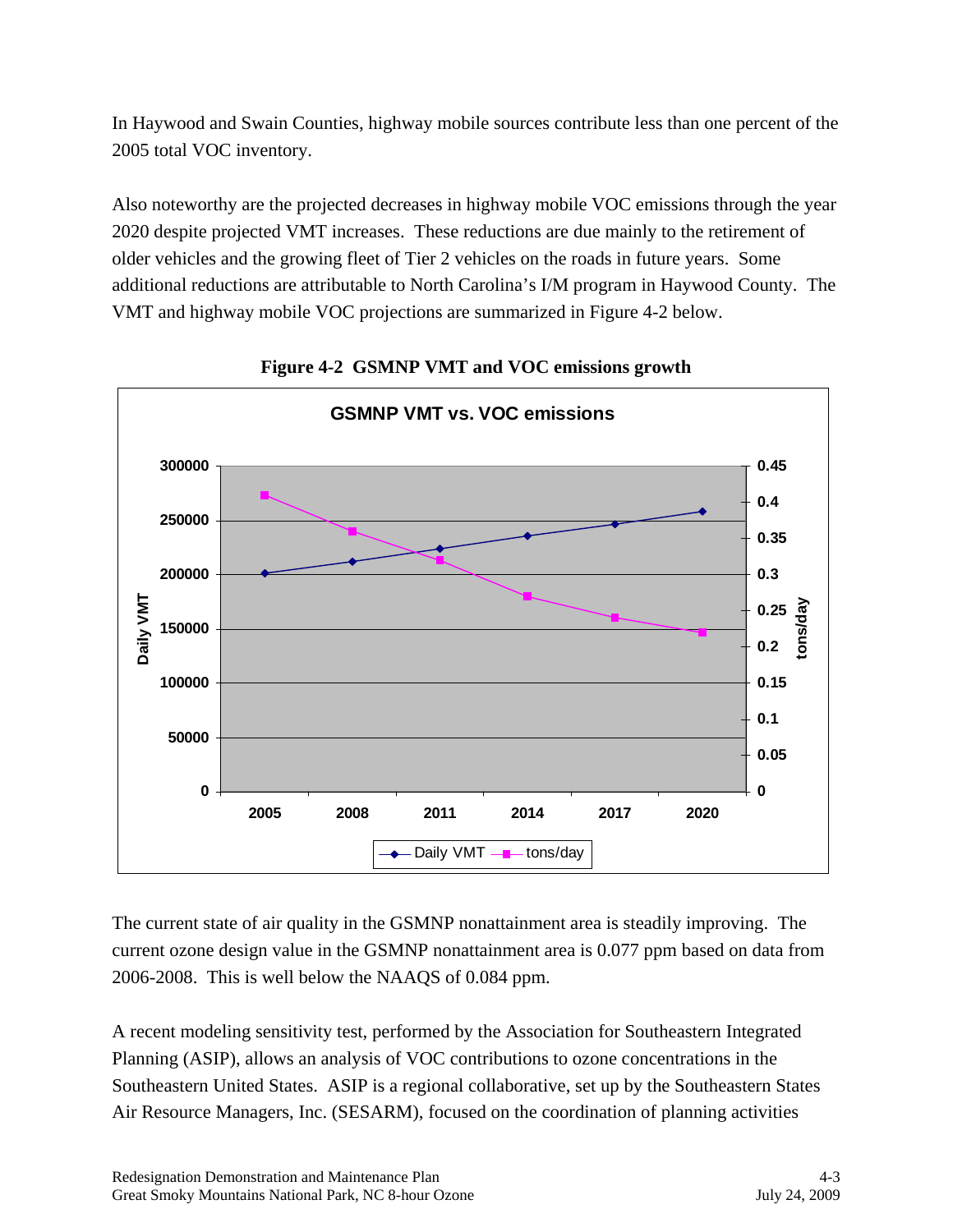In Haywood and Swain Counties, highway mobile sources contribute less than one percent of the 2005 total VOC inventory.

Also noteworthy are the projected decreases in highway mobile VOC emissions through the year 2020 despite projected VMT increases. These reductions are due mainly to the retirement of older vehicles and the growing fleet of Tier 2 vehicles on the roads in future years. Some additional reductions are attributable to North Carolina's I/M program in Haywood County. The VMT and highway mobile VOC projections are summarized in Figure 4-2 below.

**Figure 4-2 GSMNP VMT and VOC emissions growth**

The current state of air quality in the GSMNP nonattainment area is steadily improving. The current ozone design value in the GSMNP nonattainment area is 0.077 ppm based on data from 2006-2008. This is well below the NAAQS of 0.084 ppm.

A recent modeling sensitivity test, performed by the Association for Southeastern Integrated Planning (ASIP), allows an analysis of VOC contributions to ozone concentrations in the Southeastern United States. ASIP is a regional collaborative, set up by the Southeastern States Air Resource Managers, Inc. (SESARM), focused on the coordination of planning activities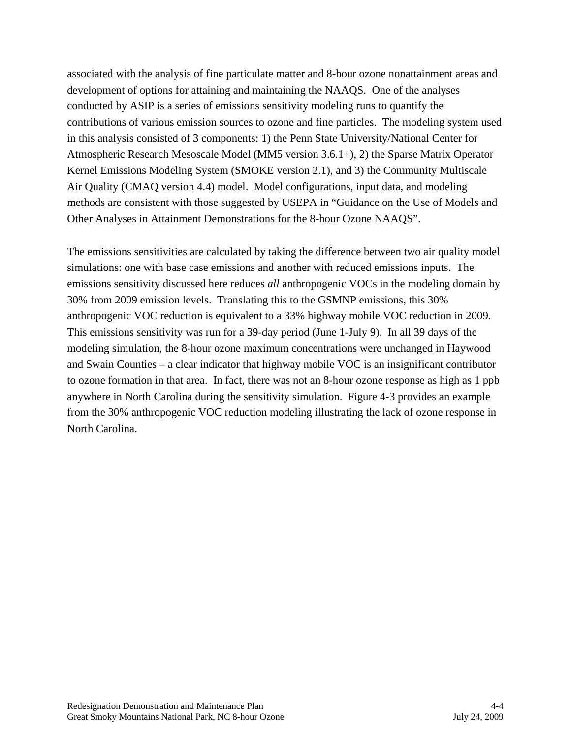associated with the analysis of fine particulate matter and 8-hour ozone nonattainment areas and development of options for attaining and maintaining the NAAQS. One of the analyses conducted by ASIP is a series of emissions sensitivity modeling runs to quantify the contributions of various emission sources to ozone and fine particles. The modeling system used in this analysis consisted of 3 components: 1) the Penn State University/National Center for Atmospheric Research Mesoscale Model (MM5 version 3.6.1+), 2) the Sparse Matrix Operator Kernel Emissions Modeling System (SMOKE version 2.1), and 3) the Community Multiscale Air Quality (CMAQ version 4.4) model. Model configurations, input data, and modeling methods are consistent with those suggested by USEPA in "Guidance on the Use of Models and Other Analyses in Attainment Demonstrations for the 8-hour Ozone NAAQS".

The emissions sensitivities are calculated by taking the difference between two air quality model simulations: one with base case emissions and another with reduced emissions inputs. The emissions sensitivity discussed here reduces *all* anthropogenic VOCs in the modeling domain by 30% from 2009 emission levels. Translating this to the GSMNP emissions, this 30% anthropogenic VOC reduction is equivalent to a 33% highway mobile VOC reduction in 2009. This emissions sensitivity was run for a 39-day period (June 1-July 9). In all 39 days of the modeling simulation, the 8-hour ozone maximum concentrations were unchanged in Haywood and Swain Counties – a clear indicator that highway mobile VOC is an insignificant contributor to ozone formation in that area. In fact, there was not an 8-hour ozone response as high as 1 ppb anywhere in North Carolina during the sensitivity simulation. Figure 4-3 provides an example from the 30% anthropogenic VOC reduction modeling illustrating the lack of ozone response in North Carolina.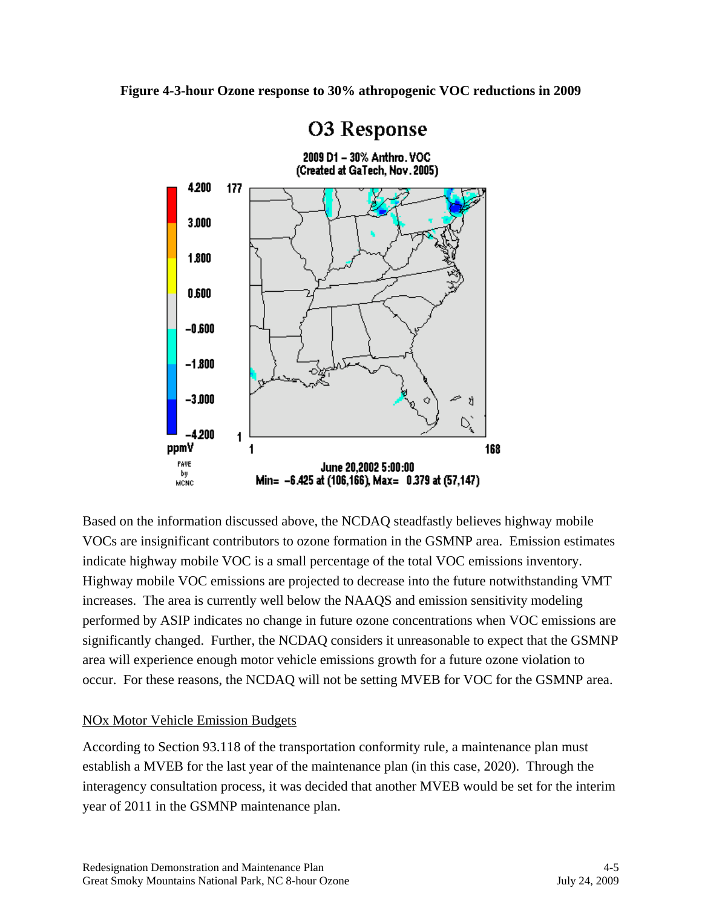**Figure 4-3-hour Ozone response to 30% athropogenic VOC reductions in 2009**

Based on the information discussed above, the NCDAQ steadfastly believes highway mobile VOCs are insignificant contributors to ozone formation in the GSMNP area. Emission estimates indicate highway mobile VOC is a small percentage of the total VOC emissions inventory. Highway mobile VOC emissions are projected to decrease into the future notwithstanding VMT increases. The area is currently well below the NAAQS and emission sensitivity modeling performed by ASIP indicates no change in future ozone concentrations when VOC emissions are significantly changed. Further, the NCDAQ considers it unreasonable to expect that the GSMNP area will experience enough motor vehicle emissions growth for a future ozone violation to occur. For these reasons, the NCDAQ will not be setting MVEB for VOC for the GSMNP area.

<u>NOx Motor Vehicle Emission Budgets</u>

According to Section 93.118 of the transportation conformity rule, a maintenance plan must establish a MVEB for the last year of the maintenance plan (in this case, 2020). Through the interagency consultation process, it was decided that another MVEB would be set for the interim year of 2011 in the GSMNP maintenance plan.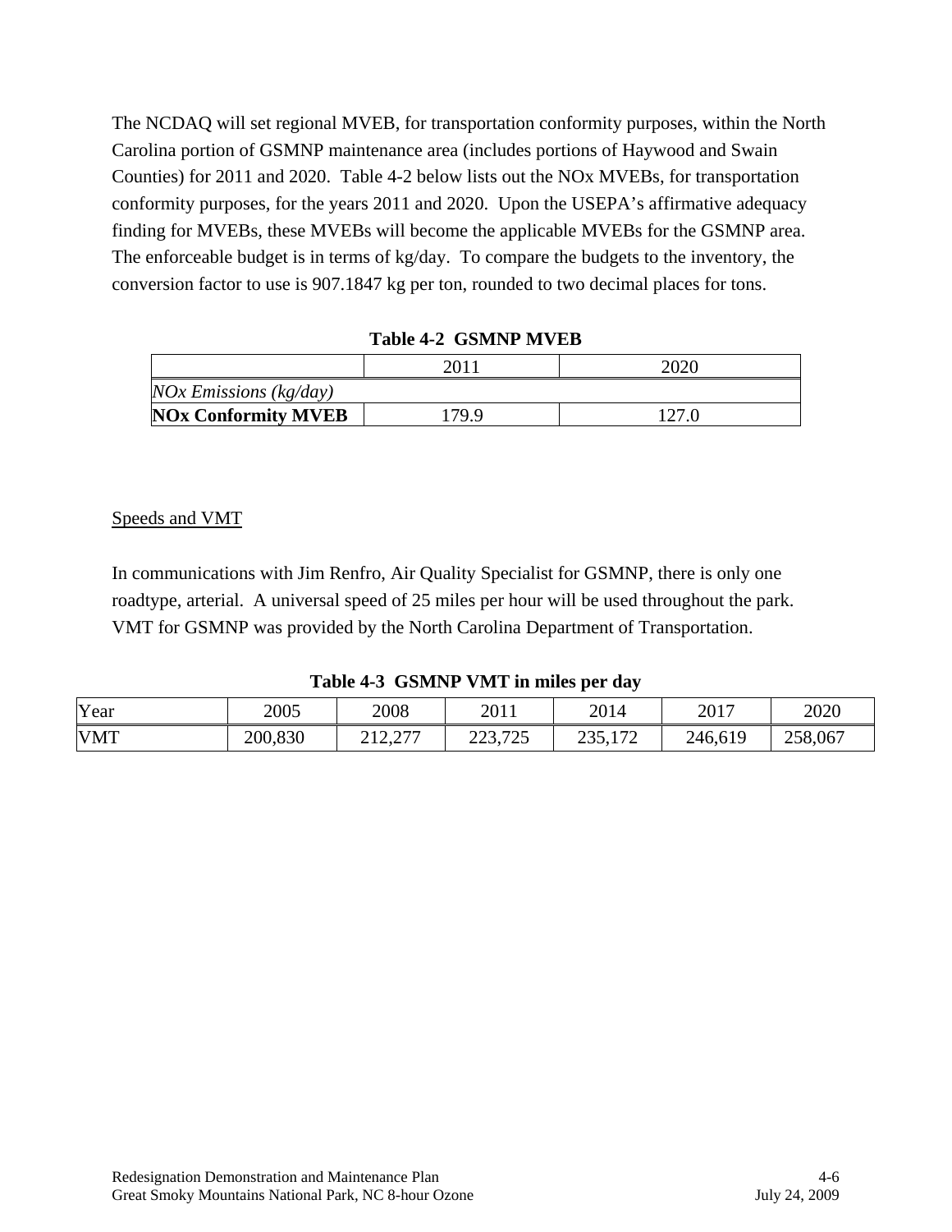The NCDAQ will set regional MVEB, for transportation conformity purposes, within the North Carolina portion of GSMNP maintenance area (includes portions of Haywood and Swain Counties) for 2011 and 2020. Table 4-2 below lists out the NOx MVEBs, for transportation conformity purposes, for the years 2011 and 2020. Upon the USEPA's affirmative adequacy finding for MVEBs, these MVEBs will become the applicable MVEBs for the GSMNP area. The enforceable budget is in terms of kg/day. To compare the budgets to the inventory, the conversion factor to use is 907.1847 kg per ton, rounded to two decimal places for tons.

**Table 4-2 GSMNP MVEB**

| | 2011 | 2020 |
|---|---|---|
| *NOx Emissions (kg/day)* | | |
| **NOx Conformity MVEB** | 179.9 | 127.0 |

Speeds and VMT

In communications with Jim Renfro, Air Quality Specialist for GSMNP, there is only one roadtype, arterial. A universal speed of 25 miles per hour will be used throughout the park. VMT for GSMNP was provided by the North Carolina Department of Transportation.

**Table 4-3 GSMNP VMT in miles per day**

| Year | 2005 | 2008 | 2011 | 2014 | 2017 | 2020 |
|---|---|---|---|---|---|---|
| VMT | 200,830 | 212,277 | 223,725 | 235,172 | 246,619 | 258,067 |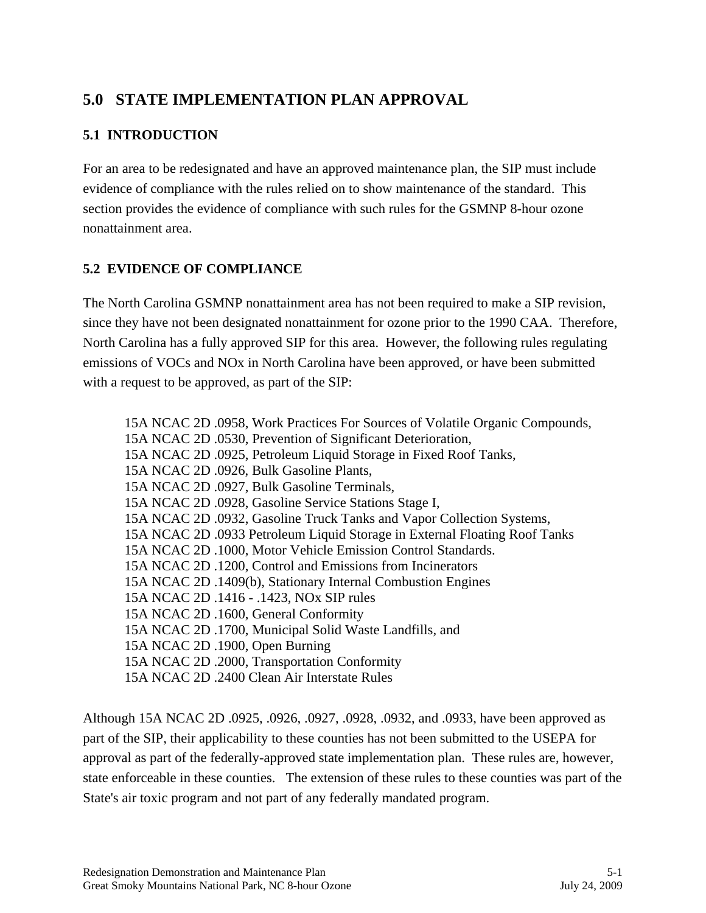# 5.0 STATE IMPLEMENTATION PLAN APPROVAL

## 5.1 INTRODUCTION

For an area to be redesignated and have an approved maintenance plan, the SIP must include evidence of compliance with the rules relied on to show maintenance of the standard. This section provides the evidence of compliance with such rules for the GSMNP 8-hour ozone nonattainment area.

## 5.2 EVIDENCE OF COMPLIANCE

The North Carolina GSMNP nonattainment area has not been required to make a SIP revision, since they have not been designated nonattainment for ozone prior to the 1990 CAA. Therefore, North Carolina has a fully approved SIP for this area. However, the following rules regulating emissions of VOCs and NOx in North Carolina have been approved, or have been submitted with a request to be approved, as part of the SIP:

> 15A NCAC 2D .0958, Work Practices For Sources of Volatile Organic Compounds,
> 15A NCAC 2D .0530, Prevention of Significant Deterioration,
> 15A NCAC 2D .0925, Petroleum Liquid Storage in Fixed Roof Tanks,
> 15A NCAC 2D .0926, Bulk Gasoline Plants,
> 15A NCAC 2D .0927, Bulk Gasoline Terminals,
> 15A NCAC 2D .0928, Gasoline Service Stations Stage I,
> 15A NCAC 2D .0932, Gasoline Truck Tanks and Vapor Collection Systems,
> 15A NCAC 2D .0933 Petroleum Liquid Storage in External Floating Roof Tanks
> 15A NCAC 2D .1000, Motor Vehicle Emission Control Standards.
> 15A NCAC 2D .1200, Control and Emissions from Incinerators
> 15A NCAC 2D .1409(b), Stationary Internal Combustion Engines
> 15A NCAC 2D .1416 - .1423, NOx SIP rules
> 15A NCAC 2D .1600, General Conformity
> 15A NCAC 2D .1700, Municipal Solid Waste Landfills, and
> 15A NCAC 2D .1900, Open Burning
> 15A NCAC 2D .2000, Transportation Conformity
> 15A NCAC 2D .2400 Clean Air Interstate Rules

Although 15A NCAC 2D .0925, .0926, .0927, .0928, .0932, and .0933, have been approved as part of the SIP, their applicability to these counties has not been submitted to the USEPA for approval as part of the federally-approved state implementation plan. These rules are, however, state enforceable in these counties. The extension of these rules to these counties was part of the State's air toxic program and not part of any federally mandated program.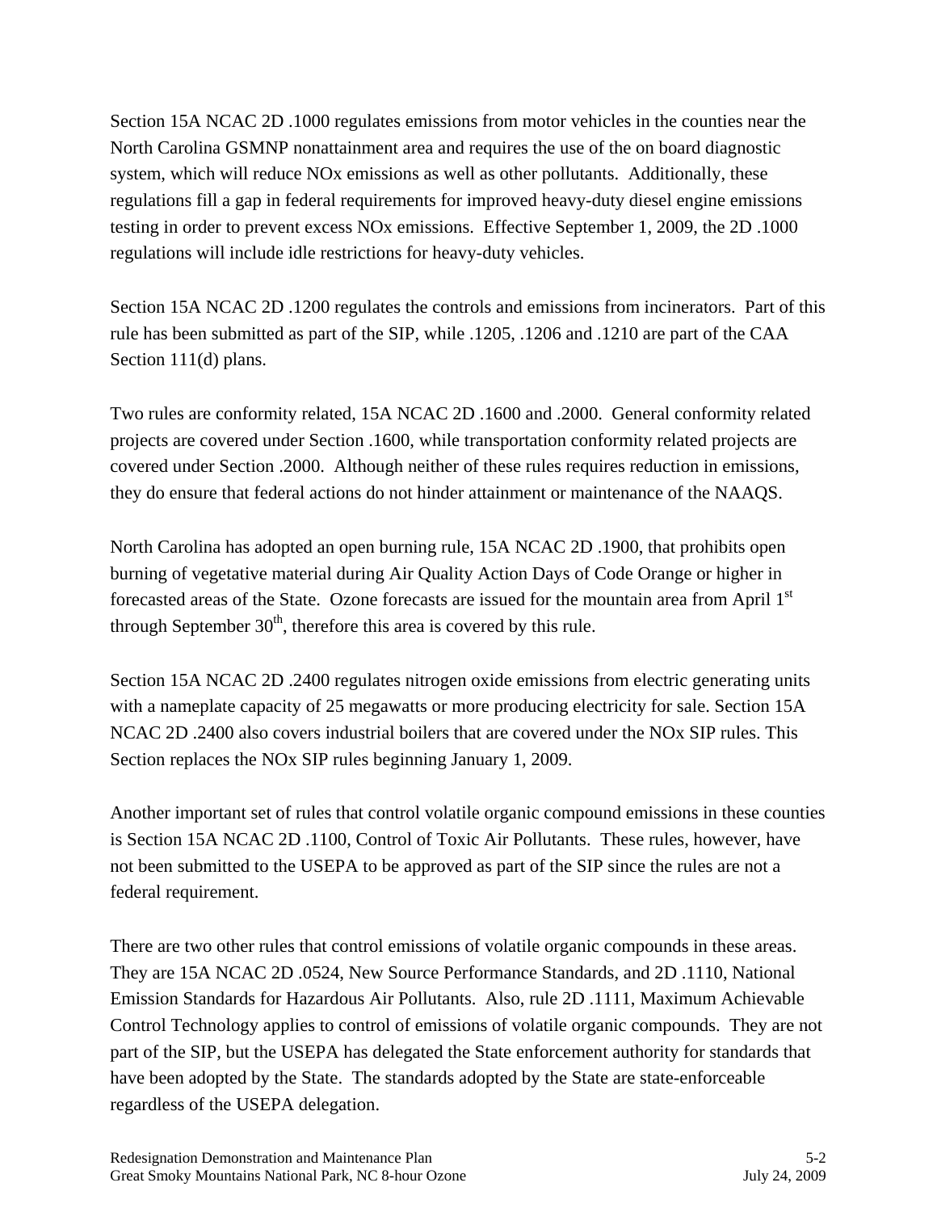Section 15A NCAC 2D .1000 regulates emissions from motor vehicles in the counties near the North Carolina GSMNP nonattainment area and requires the use of the on board diagnostic system, which will reduce NOx emissions as well as other pollutants. Additionally, these regulations fill a gap in federal requirements for improved heavy-duty diesel engine emissions testing in order to prevent excess NOx emissions. Effective September 1, 2009, the 2D .1000 regulations will include idle restrictions for heavy-duty vehicles.

Section 15A NCAC 2D .1200 regulates the controls and emissions from incinerators. Part of this rule has been submitted as part of the SIP, while .1205, .1206 and .1210 are part of the CAA Section 111(d) plans.

Two rules are conformity related, 15A NCAC 2D .1600 and .2000. General conformity related projects are covered under Section .1600, while transportation conformity related projects are covered under Section .2000. Although neither of these rules requires reduction in emissions, they do ensure that federal actions do not hinder attainment or maintenance of the NAAQS.

North Carolina has adopted an open burning rule, 15A NCAC 2D .1900, that prohibits open burning of vegetative material during Air Quality Action Days of Code Orange or higher in forecasted areas of the State. Ozone forecasts are issued for the mountain area from April 1st through September 30th, therefore this area is covered by this rule.

Section 15A NCAC 2D .2400 regulates nitrogen oxide emissions from electric generating units with a nameplate capacity of 25 megawatts or more producing electricity for sale. Section 15A NCAC 2D .2400 also covers industrial boilers that are covered under the NOx SIP rules. This Section replaces the NOx SIP rules beginning January 1, 2009.

Another important set of rules that control volatile organic compound emissions in these counties is Section 15A NCAC 2D .1100, Control of Toxic Air Pollutants. These rules, however, have not been submitted to the USEPA to be approved as part of the SIP since the rules are not a federal requirement.

There are two other rules that control emissions of volatile organic compounds in these areas. They are 15A NCAC 2D .0524, New Source Performance Standards, and 2D .1110, National Emission Standards for Hazardous Air Pollutants. Also, rule 2D .1111, Maximum Achievable Control Technology applies to control of emissions of volatile organic compounds. They are not part of the SIP, but the USEPA has delegated the State enforcement authority for standards that have been adopted by the State. The standards adopted by the State are state-enforceable regardless of the USEPA delegation.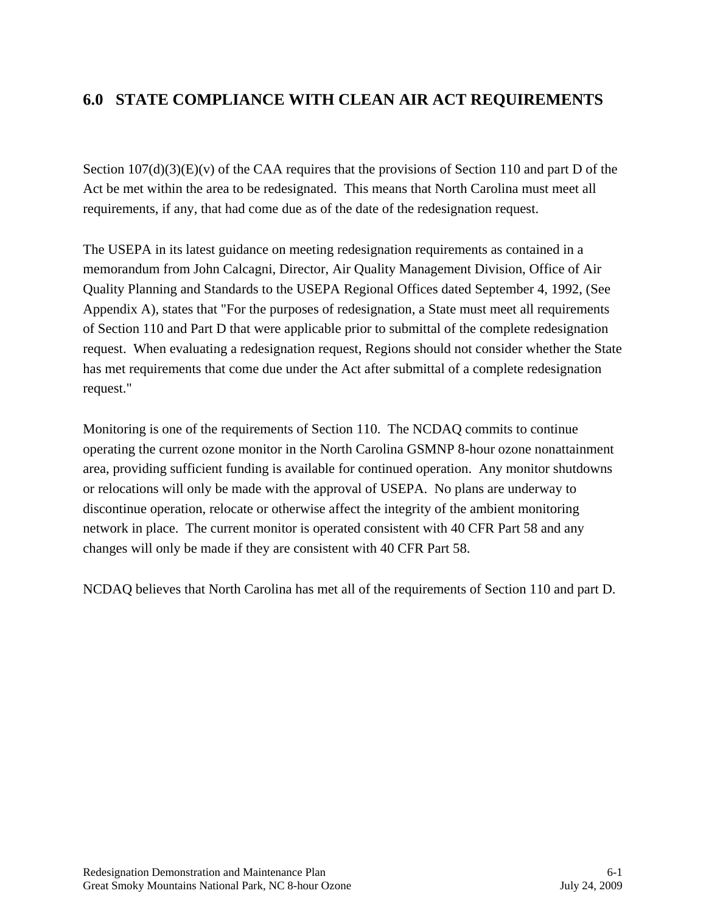# 6.0 STATE COMPLIANCE WITH CLEAN AIR ACT REQUIREMENTS

Section 107(d)(3)(E)(v) of the CAA requires that the provisions of Section 110 and part D of the Act be met within the area to be redesignated. This means that North Carolina must meet all requirements, if any, that had come due as of the date of the redesignation request.

The USEPA in its latest guidance on meeting redesignation requirements as contained in a memorandum from John Calcagni, Director, Air Quality Management Division, Office of Air Quality Planning and Standards to the USEPA Regional Offices dated September 4, 1992, (See Appendix A), states that "For the purposes of redesignation, a State must meet all requirements of Section 110 and Part D that were applicable prior to submittal of the complete redesignation request. When evaluating a redesignation request, Regions should not consider whether the State has met requirements that come due under the Act after submittal of a complete redesignation request."

Monitoring is one of the requirements of Section 110. The NCDAQ commits to continue operating the current ozone monitor in the North Carolina GSMNP 8-hour ozone nonattainment area, providing sufficient funding is available for continued operation. Any monitor shutdowns or relocations will only be made with the approval of USEPA. No plans are underway to discontinue operation, relocate or otherwise affect the integrity of the ambient monitoring network in place. The current monitor is operated consistent with 40 CFR Part 58 and any changes will only be made if they are consistent with 40 CFR Part 58.

NCDAQ believes that North Carolina has met all of the requirements of Section 110 and part D.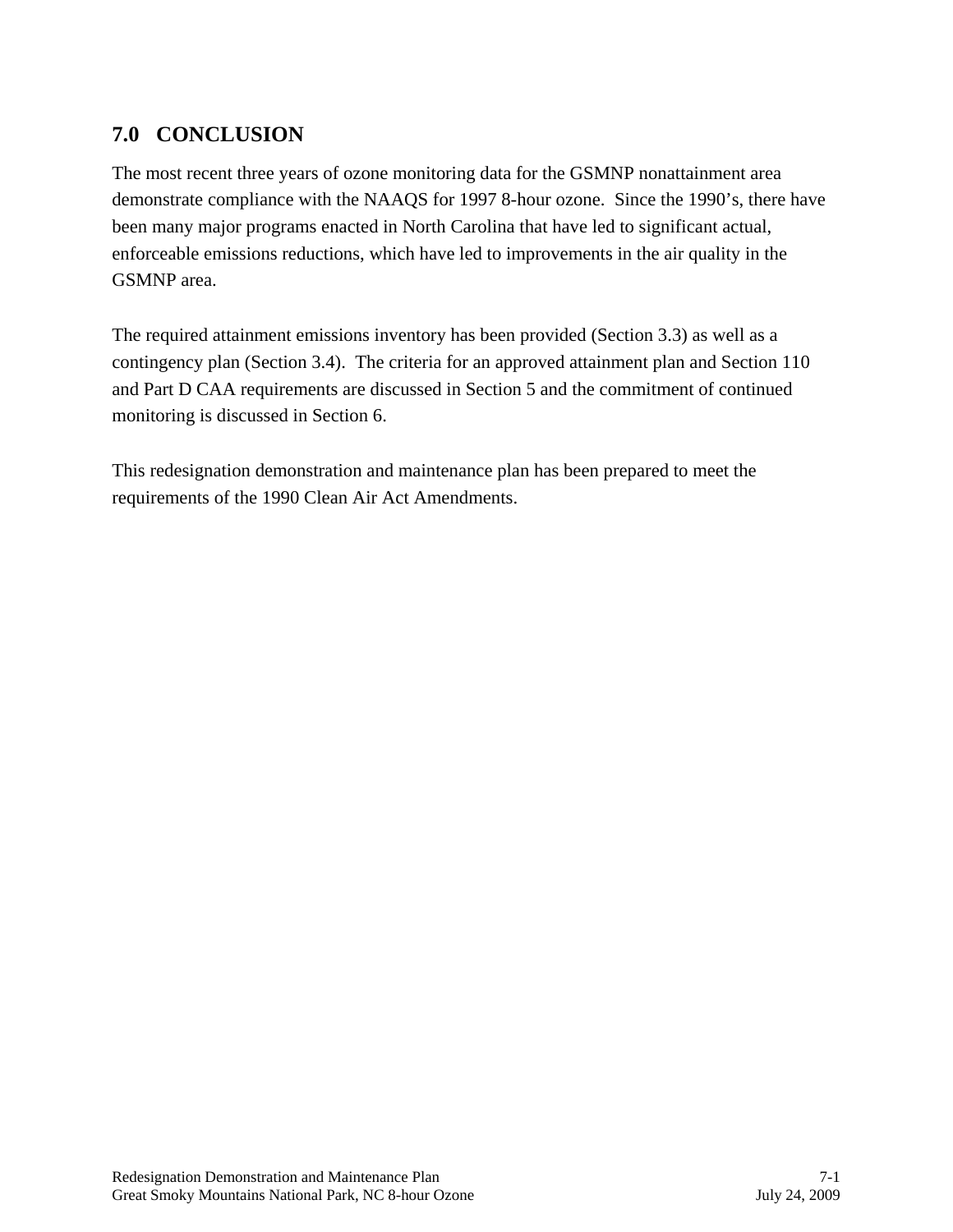## 7.0 CONCLUSION

The most recent three years of ozone monitoring data for the GSMNP nonattainment area demonstrate compliance with the NAAQS for 1997 8-hour ozone. Since the 1990's, there have been many major programs enacted in North Carolina that have led to significant actual, enforceable emissions reductions, which have led to improvements in the air quality in the GSMNP area.

The required attainment emissions inventory has been provided (Section 3.3) as well as a contingency plan (Section 3.4). The criteria for an approved attainment plan and Section 110 and Part D CAA requirements are discussed in Section 5 and the commitment of continued monitoring is discussed in Section 6.

This redesignation demonstration and maintenance plan has been prepared to meet the requirements of the 1990 Clean Air Act Amendments.